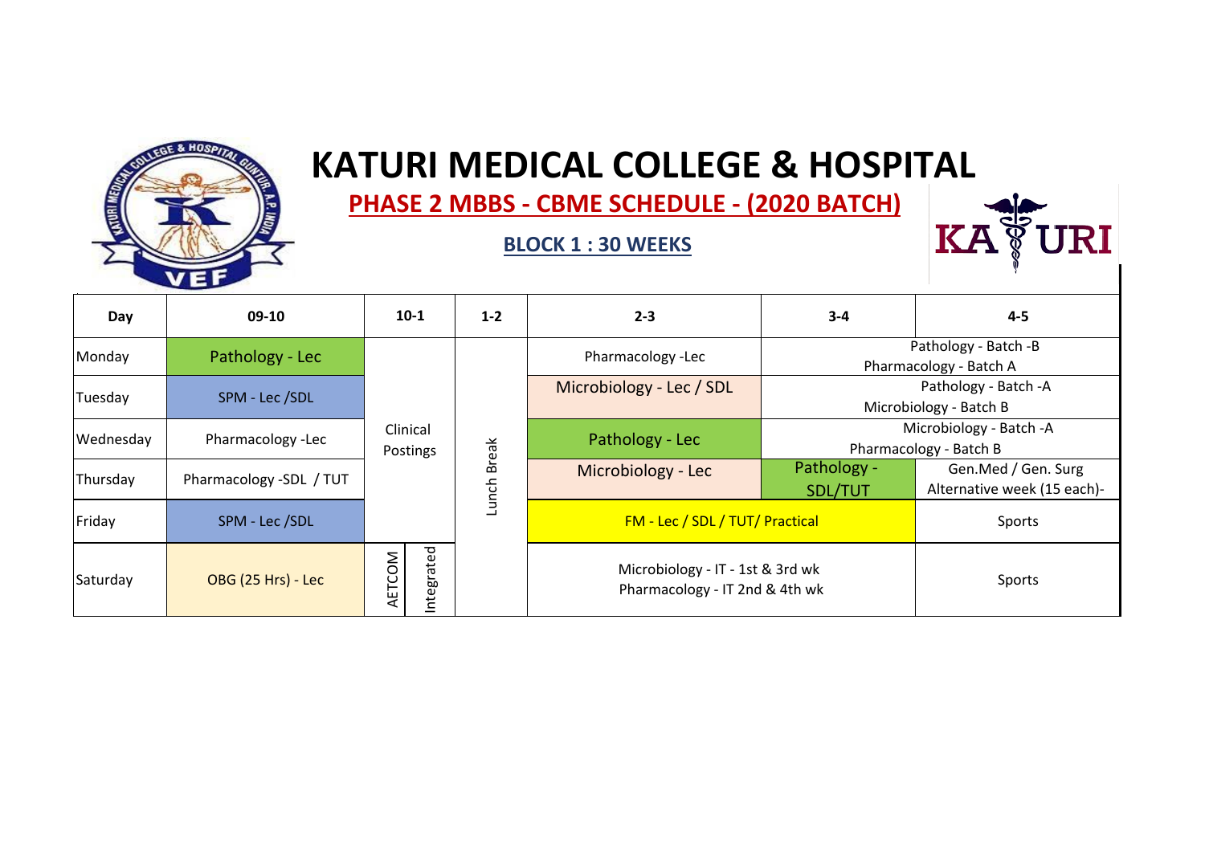# KATURI MEDICAL COLLEGE & HOSPITAL

## PHASE 2 MBBS - CBME SCHEDULE - (2020 BATCH)

### BLOCK 1 : 30 WEEKS

| Day | 09-10 | 10-1 | | 1-2 | 2-3 | 3-4 | 4-5 |
|---|---|---|---|---|---|---|---|
| Monday | Pathology - Lec | Clinical Postings | | Lunch Break | Pharmacology -Lec | Pathology - Batch -B<br>Pharmacology - Batch A | |
| Tuesday | SPM - Lec /SDL | | | | Microbiology - Lec / SDL | Pathology - Batch -A<br>Microbiology - Batch B | |
| Wednesday | Pharmacology -Lec | | | | Pathology - Lec | Microbiology - Batch -A<br>Pharmacology - Batch B | |
| Thursday | Pharmacology -SDL / TUT | | | | Microbiology - Lec | Pathology - SDL/TUT | Gen.Med / Gen. Surg Alternative week (15 each)- |
| Friday | SPM - Lec /SDL | | | | FM - Lec / SDL / TUT/ Practical | | Sports |
| Saturday | OBG (25 Hrs) - Lec | AETCOM | Integrated | | Microbiology - IT - 1st & 3rd wk<br>Pharmacology - IT 2nd & 4th wk | | Sports |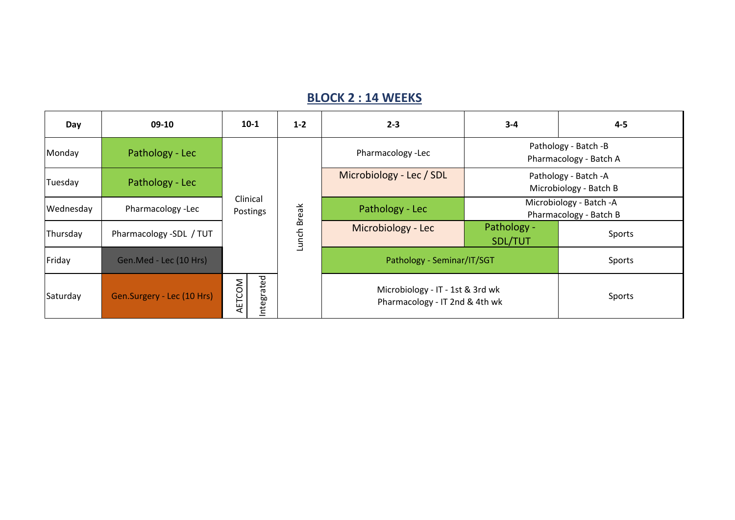## BLOCK 2 : 14 WEEKS

| Day | 09-10 | 10-1 | | 1-2 | 2-3 | 3-4 | 4-5 |
|---|---|---|---|---|---|---|---|
| Monday | Pathology - Lec | Clinical Postings | | Lunch Break | Pharmacology -Lec | Pathology - Batch -B<br>Pharmacology - Batch A | |
| Tuesday | Pathology - Lec | | | | Microbiology - Lec / SDL | Pathology - Batch -A<br>Microbiology - Batch B | |
| Wednesday | Pharmacology -Lec | | | | Pathology - Lec | Microbiology - Batch -A<br>Pharmacology - Batch B | |
| Thursday | Pharmacology -SDL / TUT | | | | Microbiology - Lec | Pathology - SDL/TUT | Sports |
| Friday | Gen.Med - Lec (10 Hrs) | | | | Pathology - Seminar/IT/SGT | | Sports |
| Saturday | Gen.Surgery - Lec (10 Hrs) | AETCOM | Integrated | | Microbiology - IT - 1st & 3rd wk<br>Pharmacology - IT 2nd & 4th wk | | Sports |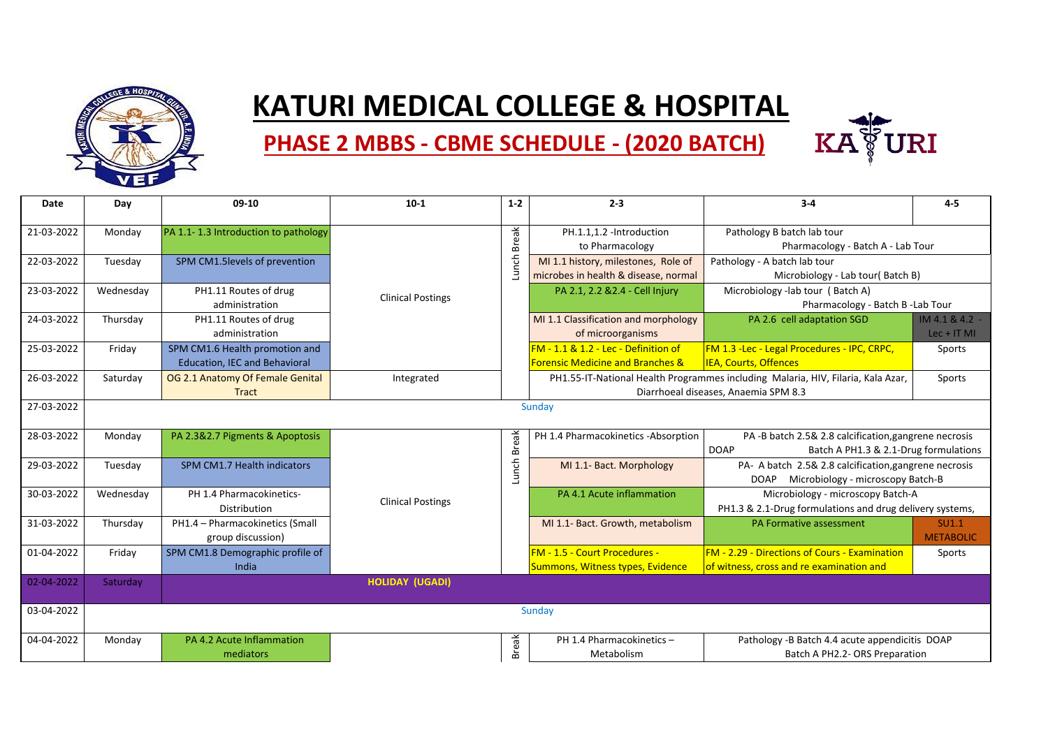# KATURI MEDICAL COLLEGE & HOSPITAL

## PHASE 2 MBBS - CBME SCHEDULE - (2020 BATCH)

| Date | Day | 09-10 | 10-1 | 1-2 | 2-3 | 3-4 | 4-5 |
|---|---|---|---|---|---|---|---|
| 21-03-2022 | Monday | PA 1.1- 1.3 Introduction to pathology | Clinical Postings | Lunch Break | PH.1.1,1.2 -Introduction to Pharmacology | Pathology B batch lab tour Pharmacology - Batch A - Lab Tour | |
| 22-03-2022 | Tuesday | SPM CM1.5levels of prevention | | | MI 1.1 history, milestones, Role of microbes in health & disease, normal | Pathology - A batch lab tour Microbiology - Lab tour( Batch B) | |
| 23-03-2022 | Wednesday | PH1.11 Routes of drug administration | | | PA 2.1, 2.2 &2.4 - Cell Injury | Microbiology -lab tour ( Batch A) Pharmacology - Batch B -Lab Tour | |
| 24-03-2022 | Thursday | PH1.11 Routes of drug administration | | | MI 1.1 Classification and morphology of microorganisms | PA 2.6 cell adaptation SGD | IM 4.1 & 4.2 - Lec + IT MI |
| 25-03-2022 | Friday | SPM CM1.6 Health promotion and Education, IEC and Behavioral | | | FM - 1.1 & 1.2 - Lec - Definition of Forensic Medicine and Branches & | FM 1.3 -Lec - Legal Procedures - IPC, CRPC, IEA, Courts, Offences | Sports |
| 26-03-2022 | Saturday | OG 2.1 Anatomy Of Female Genital Tract | Integrated | | PH1.55-IT-National Health Programmes including Malaria, HIV, Filaria, Kala Azar, Diarrhoeal diseases, Anaemia SPM 8.3 | | Sports |
| 27-03-2022 | | Sunday | | | | | |
| 28-03-2022 | Monday | PA 2.3&2.7 Pigments & Apoptosis | Clinical Postings | Lunch Break | PH 1.4 Pharmacokinetics -Absorption | PA -B batch 2.5& 2.8 calcification,gangrene necrosis DOAP Batch A PH1.3 & 2.1-Drug formulations | |
| 29-03-2022 | Tuesday | SPM CM1.7 Health indicators | | | MI 1.1- Bact. Morphology | PA- A batch 2.5& 2.8 calcification,gangrene necrosis DOAP Microbiology - microscopy Batch-B | |
| 30-03-2022 | Wednesday | PH 1.4 Pharmacokinetics- Distribution | | | PA 4.1 Acute inflammation | Microbiology - microscopy Batch-A PH1.3 & 2.1-Drug formulations and drug delivery systems, | |
| 31-03-2022 | Thursday | PH1.4 – Pharmacokinetics (Small group discussion) | | | MI 1.1- Bact. Growth, metabolism | PA Formative assessment | SU1.1 METABOLIC |
| 01-04-2022 | Friday | SPM CM1.8 Demographic profile of India | | | FM - 1.5 - Court Procedures - Summons, Witness types, Evidence | FM - 2.29 - Directions of Cours - Examination of witness, cross and re examination and | Sports |
| 02-04-2022 | Saturday | HOLIDAY (UGADI) | | | | | |
| 03-04-2022 | | Sunday | | | | | |
| 04-04-2022 | Monday | PA 4.2 Acute Inflammation mediators | | Break | PH 1.4 Pharmacokinetics – Metabolism | Pathology -B Batch 4.4 acute appendicitis DOAP Batch A PH2.2- ORS Preparation | |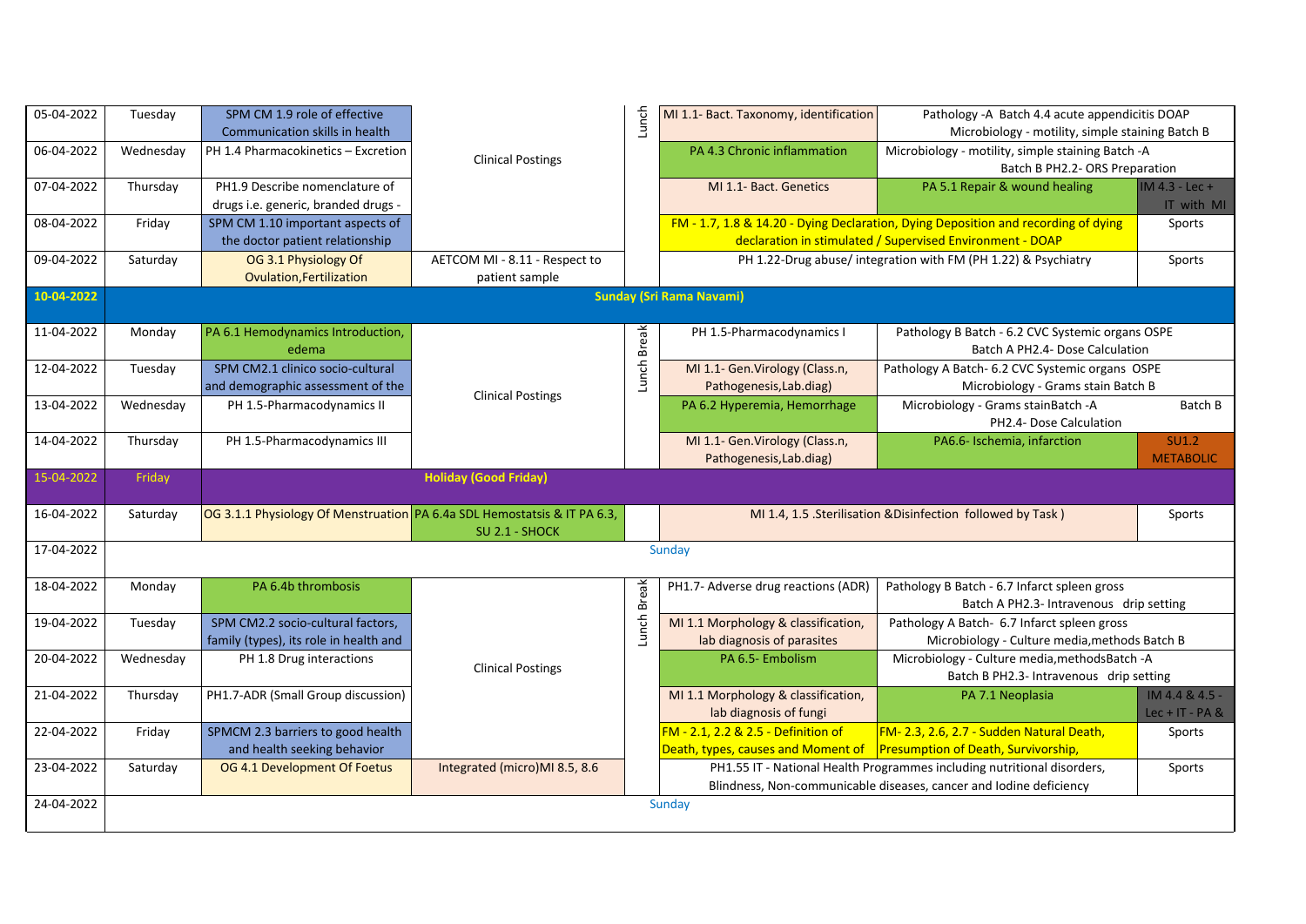| Date | Day | | | | | | |
|---|---|---|---|---|---|---|---|
| 05-04-2022 | Tuesday | SPM CM 1.9 role of effective Communication skills in health | Clinical Postings | Lunch | MI 1.1- Bact. Taxonomy, identification | Pathology -A Batch 4.4 acute appendicitis DOAP Microbiology - motility, simple staining Batch B | |
| 06-04-2022 | Wednesday | PH 1.4 Pharmacokinetics – Excretion | | | PA 4.3 Chronic inflammation | Microbiology - motility, simple staining Batch -A Batch B PH2.2- ORS Preparation | |
| 07-04-2022 | Thursday | PH1.9 Describe nomenclature of drugs i.e. generic, branded drugs - | | | MI 1.1- Bact. Genetics | PA 5.1 Repair & wound healing | IM 4.3 - Lec + IT with MI |
| 08-04-2022 | Friday | SPM CM 1.10 important aspects of the doctor patient relationship | | | FM - 1.7, 1.8 & 14.20 - Dying Declaration, Dying Deposition and recording of dying declaration in stimulated / Supervised Environment - DOAP | | Sports |
| 09-04-2022 | Saturday | OG 3.1 Physiology Of Ovulation,Fertilization | AETCOM MI - 8.11 - Respect to patient sample | | PH 1.22-Drug abuse/ integration with FM (PH 1.22) & Psychiatry | | Sports |
| 10-04-2022 | Sunday (Sri Rama Navami) | | | | | | |
| 11-04-2022 | Monday | PA 6.1 Hemodynamics Introduction, edema | Clinical Postings | Lunch Break | PH 1.5-Pharmacodynamics I | Pathology B Batch - 6.2 CVC Systemic organs OSPE Batch A PH2.4- Dose Calculation | |
| 12-04-2022 | Tuesday | SPM CM2.1 clinico socio-cultural and demographic assessment of the | | | MI 1.1- Gen.Virology (Class.n, Pathogenesis,Lab.diag) | Pathology A Batch- 6.2 CVC Systemic organs OSPE Microbiology - Grams stain Batch B | |
| 13-04-2022 | Wednesday | PH 1.5-Pharmacodynamics II | | | PA 6.2 Hyperemia, Hemorrhage | Microbiology - Grams stainBatch -A PH2.4- Dose Calculation | Batch B |
| 14-04-2022 | Thursday | PH 1.5-Pharmacodynamics III | | | MI 1.1- Gen.Virology (Class.n, Pathogenesis,Lab.diag) | PA6.6- Ischemia, infarction | SU1.2 METABOLIC |
| 15-04-2022 | Friday | Holiday (Good Friday) | | | | | |
| 16-04-2022 | Saturday | OG 3.1.1 Physiology Of Menstruation | PA 6.4a SDL Hemostatsis & IT PA 6.3, SU 2.1 - SHOCK | | MI 1.4, 1.5 .Sterilisation &Disinfection followed by Task ) | | Sports |
| 17-04-2022 | Sunday | | | | | | |
| 18-04-2022 | Monday | PA 6.4b thrombosis | Clinical Postings | Lunch Break | PH1.7- Adverse drug reactions (ADR) | Pathology B Batch - 6.7 Infarct spleen gross Batch A PH2.3- Intravenous drip setting | |
| 19-04-2022 | Tuesday | SPM CM2.2 socio-cultural factors, family (types), its role in health and | | | MI 1.1 Morphology & classification, lab diagnosis of parasites | Pathology A Batch- 6.7 Infarct spleen gross Microbiology - Culture media,methods Batch B | |
| 20-04-2022 | Wednesday | PH 1.8 Drug interactions | | | PA 6.5- Embolism | Microbiology - Culture media,methodsBatch -A Batch B PH2.3- Intravenous drip setting | |
| 21-04-2022 | Thursday | PH1.7-ADR (Small Group discussion) | | | MI 1.1 Morphology & classification, lab diagnosis of fungi | PA 7.1 Neoplasia | IM 4.4 & 4.5 - Lec + IT - PA & |
| 22-04-2022 | Friday | SPMCM 2.3 barriers to good health and health seeking behavior | | | FM - 2.1, 2.2 & 2.5 - Definition of Death, types, causes and Moment of | FM- 2.3, 2.6, 2.7 - Sudden Natural Death, Presumption of Death, Survivorship, | Sports |
| 23-04-2022 | Saturday | OG 4.1 Development Of Foetus | Integrated (micro)MI 8.5, 8.6 | | PH1.55 IT - National Health Programmes including nutritional disorders, Blindness, Non-communicable diseases, cancer and Iodine deficiency | | Sports |
| 24-04-2022 | Sunday | | | | | | |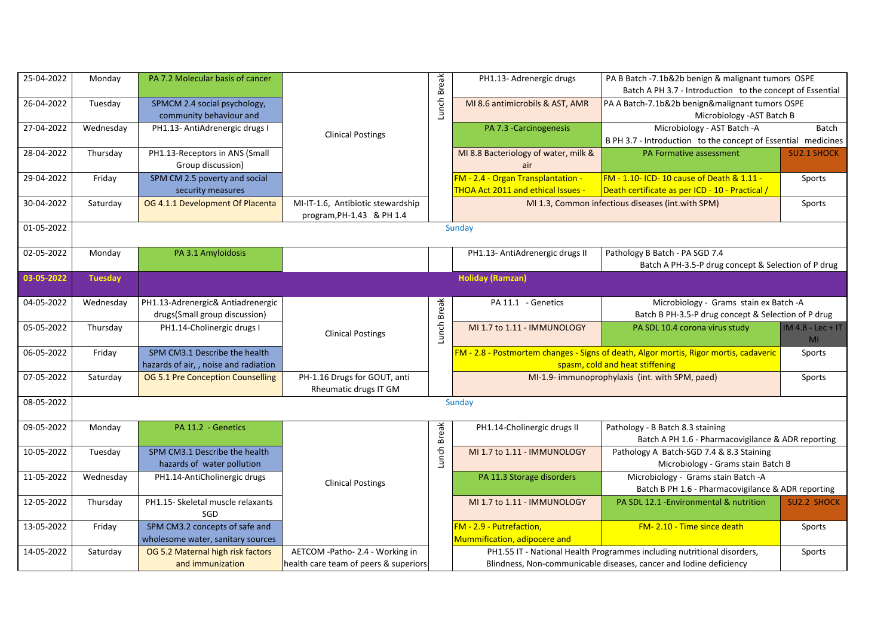| Date | Day | | | | | | |
|---|---|---|---|---|---|---|---|
| 25-04-2022 | Monday | PA 7.2 Molecular basis of cancer | Clinical Postings | Lunch Break | PH1.13- Adrenergic drugs | PA B Batch -7.1b&2b benign & malignant tumors OSPE Batch A PH 3.7 - Introduction to the concept of Essential | |
| 26-04-2022 | Tuesday | SPMCM 2.4 social psychology, community behaviour and | | | MI 8.6 antimicrobils & AST, AMR | PA A Batch-7.1b&2b benign&malignant tumors OSPE Microbiology -AST Batch B | |
| 27-04-2022 | Wednesday | PH1.13- AntiAdrenergic drugs I | | | PA 7.3 -Carcinogenesis | Microbiology - AST Batch -A Batch B PH 3.7 - Introduction to the concept of Essential medicines | |
| 28-04-2022 | Thursday | PH1.13-Receptors in ANS (Small Group discussion) | | | MI 8.8 Bacteriology of water, milk & air | PA Formative assessment | SU2.1 SHOCK |
| 29-04-2022 | Friday | SPM CM 2.5 poverty and social security measures | | | FM - 2.4 - Organ Transplantation - THOA Act 2011 and ethical Issues - | FM - 1.10- ICD- 10 cause of Death & 1.11 - Death certificate as per ICD - 10 - Practical / | Sports |
| 30-04-2022 | Saturday | OG 4.1.1 Development Of Placenta | MI-IT-1.6, Antibiotic stewardship program,PH-1.43 & PH 1.4 | | MI 1.3, Common infectious diseases (int.with SPM) | | Sports |
| 01-05-2022 | | | | Sunday | | | |
| 02-05-2022 | Monday | PA 3.1 Amyloidosis | | | PH1.13- AntiAdrenergic drugs II | Pathology B Batch - PA SGD 7.4 Batch A PH-3.5-P drug concept & Selection of P drug | |
| **03-05-2022** | **Tuesday** | | | **Holiday (Ramzan)** | | | |
| 04-05-2022 | Wednesday | PH1.13-Adrenergic& Antiadrenergic drugs(Small group discussion) | Clinical Postings | Lunch Break | PA 11.1 - Genetics | Microbiology - Grams stain ex Batch -A Batch B PH-3.5-P drug concept & Selection of P drug | |
| 05-05-2022 | Thursday | PH1.14-Cholinergic drugs I | | | MI 1.7 to 1.11 - IMMUNOLOGY | PA SDL 10.4 corona virus study | IM 4.8 - Lec + IT MI |
| 06-05-2022 | Friday | SPM CM3.1 Describe the health hazards of air, , noise and radiation | | | FM - 2.8 - Postmortem changes - Signs of death, Algor mortis, Rigor mortis, cadaveric spasm, cold and heat stiffening | | Sports |
| 07-05-2022 | Saturday | OG 5.1 Pre Conception Counselling | PH-1.16 Drugs for GOUT, anti Rheumatic drugs IT GM | | MI-1.9- immunoprophylaxis (int. with SPM, paed) | | Sports |
| 08-05-2022 | | | | Sunday | | | |
| 09-05-2022 | Monday | PA 11.2 - Genetics | Clinical Postings | Lunch Break | PH1.14-Cholinergic drugs II | Pathology - B Batch 8.3 staining Batch A PH 1.6 - Pharmacovigilance & ADR reporting | |
| 10-05-2022 | Tuesday | SPM CM3.1 Describe the health hazards of water pollution | | | MI 1.7 to 1.11 - IMMUNOLOGY | Pathology A Batch-SGD 7.4 & 8.3 Staining Microbiology - Grams stain Batch B | |
| 11-05-2022 | Wednesday | PH1.14-AntiCholinergic drugs | | | PA 11.3 Storage disorders | Microbiology - Grams stain Batch -A Batch B PH 1.6 - Pharmacovigilance & ADR reporting | |
| 12-05-2022 | Thursday | PH1.15- Skeletal muscle relaxants SGD | | | MI 1.7 to 1.11 - IMMUNOLOGY | PA SDL 12.1 -Environmental & nutrition | SU2.2 SHOCK |
| 13-05-2022 | Friday | SPM CM3.2 concepts of safe and wholesome water, sanitary sources | | | FM - 2.9 - Putrefaction, Mummification, adipocere and | FM- 2.10 - Time since death | Sports |
| 14-05-2022 | Saturday | OG 5.2 Maternal high risk factors and immunization | AETCOM -Patho- 2.4 - Working in health care team of peers & superiors | | PH1.55 IT - National Health Programmes including nutritional disorders, Blindness, Non-communicable diseases, cancer and Iodine deficiency | | Sports |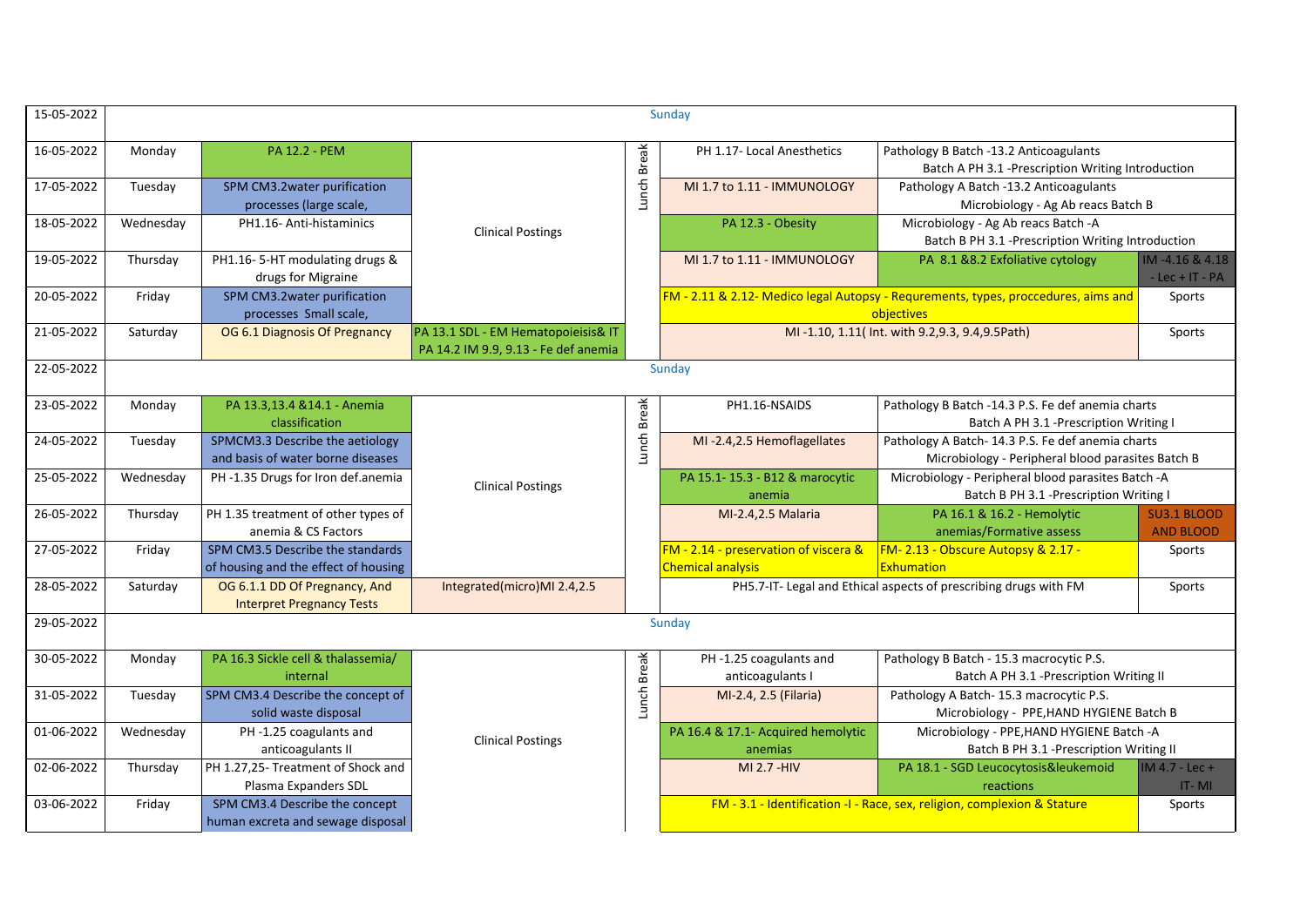| Date | Day | | | | | | |
|---|---|---|---|---|---|---|---|
| 15-05-2022 | Sunday | | | | | | |
| 16-05-2022 | Monday | PA 12.2 - PEM | Clinical Postings | Lunch Break | PH 1.17- Local Anesthetics | Pathology B Batch -13.2 Anticoagulants Batch A PH 3.1 -Prescription Writing Introduction | |
| 17-05-2022 | Tuesday | SPM CM3.2water purification processes (large scale, | | | MI 1.7 to 1.11 - IMMUNOLOGY | Pathology A Batch -13.2 Anticoagulants Microbiology - Ag Ab reacs Batch B | |
| 18-05-2022 | Wednesday | PH1.16- Anti-histaminics | | | PA 12.3 - Obesity | Microbiology - Ag Ab reacs Batch -A Batch B PH 3.1 -Prescription Writing Introduction | |
| 19-05-2022 | Thursday | PH1.16- 5-HT modulating drugs & drugs for Migraine | | | MI 1.7 to 1.11 - IMMUNOLOGY | PA 8.1 &8.2 Exfoliative cytology | IM -4.16 & 4.18 - Lec + IT - PA |
| 20-05-2022 | Friday | SPM CM3.2water purification processes Small scale, | | | FM - 2.11 & 2.12- Medico legal Autopsy - Requrements, types, proccedures, aims and objectives | | Sports |
| 21-05-2022 | Saturday | OG 6.1 Diagnosis Of Pregnancy | PA 13.1 SDL - EM Hematopoieisis& IT PA 14.2 IM 9.9, 9.13 - Fe def anemia | | MI -1.10, 1.11( Int. with 9.2,9.3, 9.4,9.5Path) | | Sports |
| 22-05-2022 | Sunday | | | | | | |
| 23-05-2022 | Monday | PA 13.3,13.4 &14.1 - Anemia classification | Clinical Postings | Lunch Break | PH1.16-NSAIDS | Pathology B Batch -14.3 P.S. Fe def anemia charts Batch A PH 3.1 -Prescription Writing I | |
| 24-05-2022 | Tuesday | SPMCM3.3 Describe the aetiology and basis of water borne diseases | | | MI -2.4,2.5 Hemoflagellates | Pathology A Batch- 14.3 P.S. Fe def anemia charts Microbiology - Peripheral blood parasites Batch B | |
| 25-05-2022 | Wednesday | PH -1.35 Drugs for Iron def.anemia | | | PA 15.1- 15.3 - B12 & marocytic anemia | Microbiology - Peripheral blood parasites Batch -A Batch B PH 3.1 -Prescription Writing I | |
| 26-05-2022 | Thursday | PH 1.35 treatment of other types of anemia & CS Factors | | | MI-2.4,2.5 Malaria | PA 16.1 & 16.2 - Hemolytic anemias/Formative assess | SU3.1 BLOOD AND BLOOD |
| 27-05-2022 | Friday | SPM CM3.5 Describe the standards of housing and the effect of housing | | | FM - 2.14 - preservation of viscera & Chemical analysis | FM- 2.13 - Obscure Autopsy & 2.17 - Exhumation | Sports |
| 28-05-2022 | Saturday | OG 6.1.1 DD Of Pregnancy, And Interpret Pregnancy Tests | Integrated(micro)MI 2.4,2.5 | | PH5.7-IT- Legal and Ethical aspects of prescribing drugs with FM | | Sports |
| 29-05-2022 | Sunday | | | | | | |
| 30-05-2022 | Monday | PA 16.3 Sickle cell & thalassemia/ internal | Clinical Postings | Lunch Break | PH -1.25 coagulants and anticoagulants I | Pathology B Batch - 15.3 macrocytic P.S. Batch A PH 3.1 -Prescription Writing II | |
| 31-05-2022 | Tuesday | SPM CM3.4 Describe the concept of solid waste disposal | | | MI-2.4, 2.5 (Filaria) | Pathology A Batch- 15.3 macrocytic P.S. Microbiology - PPE,HAND HYGIENE Batch B | |
| 01-06-2022 | Wednesday | PH -1.25 coagulants and anticoagulants II | | | PA 16.4 & 17.1- Acquired hemolytic anemias | Microbiology - PPE,HAND HYGIENE Batch -A Batch B PH 3.1 -Prescription Writing II | |
| 02-06-2022 | Thursday | PH 1.27,25- Treatment of Shock and Plasma Expanders SDL | | | MI 2.7 -HIV | PA 18.1 - SGD Leucocytosis&leukemoid reactions | IM 4.7 - Lec + IT- MI |
| 03-06-2022 | Friday | SPM CM3.4 Describe the concept human excreta and sewage disposal | | | FM - 3.1 - Identification -I - Race, sex, religion, complexion & Stature | | Sports |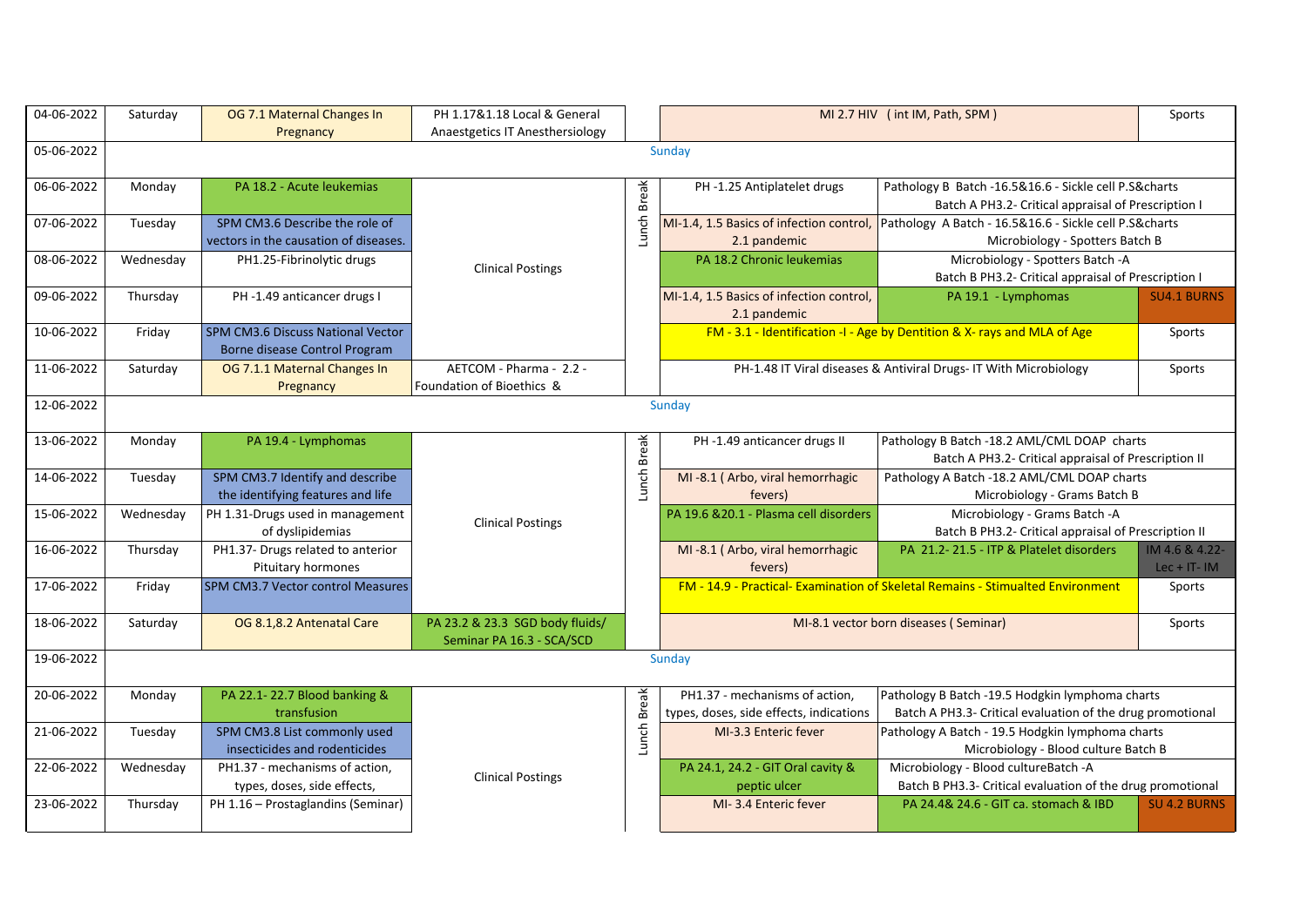| Date | Day | | | | | | |
|---|---|---|---|---|---|---|---|
| 04-06-2022 | Saturday | OG 7.1 Maternal Changes In Pregnancy | PH 1.17&1.18 Local & General Anaestgetics IT Anesthersiology | | MI 2.7 HIV ( int IM, Path, SPM ) | | Sports |
| 05-06-2022 | Sunday | | | | | | |
| 06-06-2022 | Monday | PA 18.2 - Acute leukemias | Clinical Postings | Lunch Break | PH -1.25 Antiplatelet drugs | Pathology B Batch -16.5&16.6 - Sickle cell P.S&charts Batch A PH3.2- Critical appraisal of Prescription I | |
| 07-06-2022 | Tuesday | SPM CM3.6 Describe the role of vectors in the causation of diseases. | | | MI-1.4, 1.5 Basics of infection control, 2.1 pandemic | Pathology A Batch - 16.5&16.6 - Sickle cell P.S&charts Microbiology - Spotters Batch B | |
| 08-06-2022 | Wednesday | PH1.25-Fibrinolytic drugs | | | PA 18.2 Chronic leukemias | Microbiology - Spotters Batch -A Batch B PH3.2- Critical appraisal of Prescription I | |
| 09-06-2022 | Thursday | PH -1.49 anticancer drugs I | | | MI-1.4, 1.5 Basics of infection control, 2.1 pandemic | PA 19.1 - Lymphomas | SU4.1 BURNS |
| 10-06-2022 | Friday | SPM CM3.6 Discuss National Vector Borne disease Control Program | | | FM - 3.1 - Identification -I - Age by Dentition & X- rays and MLA of Age | | Sports |
| 11-06-2022 | Saturday | OG 7.1.1 Maternal Changes In Pregnancy | AETCOM - Pharma - 2.2 - Foundation of Bioethics & | | PH-1.48 IT Viral diseases & Antiviral Drugs- IT With Microbiology | | Sports |
| 12-06-2022 | Sunday | | | | | | |
| 13-06-2022 | Monday | PA 19.4 - Lymphomas | Clinical Postings | Lunch Break | PH -1.49 anticancer drugs II | Pathology B Batch -18.2 AML/CML DOAP charts Batch A PH3.2- Critical appraisal of Prescription II | |
| 14-06-2022 | Tuesday | SPM CM3.7 Identify and describe the identifying features and life | | | MI -8.1 ( Arbo, viral hemorrhagic fevers) | Pathology A Batch -18.2 AML/CML DOAP charts Microbiology - Grams Batch B | |
| 15-06-2022 | Wednesday | PH 1.31-Drugs used in management of dyslipidemias | | | PA 19.6 &20.1 - Plasma cell disorders | Microbiology - Grams Batch -A Batch B PH3.2- Critical appraisal of Prescription II | |
| 16-06-2022 | Thursday | PH1.37- Drugs related to anterior Pituitary hormones | | | MI -8.1 ( Arbo, viral hemorrhagic fevers) | PA 21.2- 21.5 - ITP & Platelet disorders | IM 4.6 & 4.22- Lec + IT- IM |
| 17-06-2022 | Friday | SPM CM3.7 Vector control Measures | | | FM - 14.9 - Practical- Examination of Skeletal Remains - Stimualted Environment | | Sports |
| 18-06-2022 | Saturday | OG 8.1,8.2 Antenatal Care | PA 23.2 & 23.3 SGD body fluids/ Seminar PA 16.3 - SCA/SCD | | MI-8.1 vector born diseases ( Seminar) | | Sports |
| 19-06-2022 | Sunday | | | | | | |
| 20-06-2022 | Monday | PA 22.1- 22.7 Blood banking & transfusion | Clinical Postings | Lunch Break | PH1.37 - mechanisms of action, types, doses, side effects, indications | Pathology B Batch -19.5 Hodgkin lymphoma charts Batch A PH3.3- Critical evaluation of the drug promotional | |
| 21-06-2022 | Tuesday | SPM CM3.8 List commonly used insecticides and rodenticides | | | MI-3.3 Enteric fever | Pathology A Batch - 19.5 Hodgkin lymphoma charts Microbiology - Blood culture Batch B | |
| 22-06-2022 | Wednesday | PH1.37 - mechanisms of action, types, doses, side effects, | | | PA 24.1, 24.2 - GIT Oral cavity & peptic ulcer | Microbiology - Blood cultureBatch -A Batch B PH3.3- Critical evaluation of the drug promotional | |
| 23-06-2022 | Thursday | PH 1.16 – Prostaglandins (Seminar) | | | MI- 3.4 Enteric fever | PA 24.4& 24.6 - GIT ca. stomach & IBD | SU 4.2 BURNS |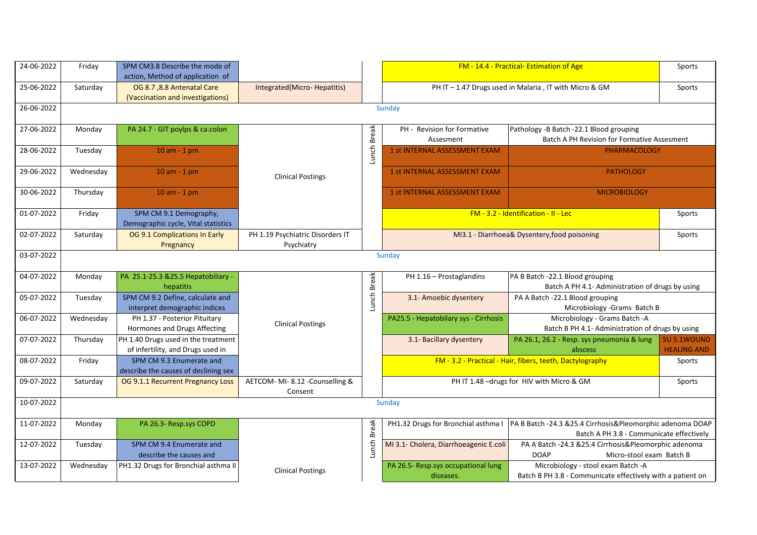| Date | Day | | | | | | |
|---|---|---|---|---|---|---|---|
| 24-06-2022 | Friday | SPM CM3.8 Describe the mode of action, Method of application of | | | FM - 14.4 - Practical- Estimation of Age | | Sports |
| 25-06-2022 | Saturday | OG 8.7 ,8.8 Antenatal Care (Vaccination and investigations) | Integrated(Micro- Hepatitis) | | PH IT – 1.47 Drugs used in Malaria , IT with Micro & GM | | Sports |
| 26-06-2022 | Sunday | | | | | | |
| 27-06-2022 | Monday | PA 24.7 - GIT poylps & ca.colon | Clinical Postings | Lunch Break | PH - Revision for Formative Assesment | Pathology -B Batch -22.1 Blood grouping Batch A PH Revision for Formative Assesment | |
| 28-06-2022 | Tuesday | 10 am - 1 pm | Clinical Postings | Lunch Break | 1 st INTERNAL ASSESSMENT EXAM | PHARMACOLOGY | |
| 29-06-2022 | Wednesday | 10 am - 1 pm | Clinical Postings | | 1 st INTERNAL ASSESSMENT EXAM | PATHOLOGY | |
| 30-06-2022 | Thursday | 10 am - 1 pm | Clinical Postings | | 1 st INTERNAL ASSESSMENT EXAM | MICROBIOLOGY | |
| 01-07-2022 | Friday | SPM CM 9.1 Demography, Demographic cycle, Vital statistics | Clinical Postings | | FM - 3.2 - Identification - II - Lec | | Sports |
| 02-07-2022 | Saturday | OG 9.1 Complications In Early Pregnancy | PH 1.19 Psychiatric Disorders IT Psychiatry | | MI3.1 - Diarrhoea& Dysentery,food poisoning | | Sports |
| 03-07-2022 | Sunday | | | | | | |
| 04-07-2022 | Monday | PA 25.1-25.3 &25.5 Hepatobiliary - hepatitis | Clinical Postings | Lunch Break | PH 1.16 – Prostaglandins | PA B Batch -22.1 Blood grouping Batch A PH 4.1- Administration of drugs by using | |
| 05-07-2022 | Tuesday | SPM CM 9.2 Define, calculate and interpret demographic indices | Clinical Postings | Lunch Break | 3.1- Amoebic dysentery | PA A Batch -22.1 Blood grouping Microbiology -Grams Batch B | |
| 06-07-2022 | Wednesday | PH 1.37 - Posterior Pituitary Hormones and Drugs Affecting | Clinical Postings | | PA25.5 - Hepatobilary sys - Cirrhosis | Microbiology - Grams Batch -A Batch B PH 4.1- Administration of drugs by using | |
| 07-07-2022 | Thursday | PH 1.40 Drugs used in the treatment of infertility, and Drugs used in | Clinical Postings | | 3.1- Bacillary dysentery | PA 26.1, 26.2 - Resp. sys pneumonia & lung abscess | SU 5.1WOUND HEALING AND |
| 08-07-2022 | Friday | SPM CM 9.3 Enumerate and describe the causes of declining sex | Clinical Postings | | FM - 3.2 - Practical - Hair, fibers, teeth, Dactylography | | Sports |
| 09-07-2022 | Saturday | OG 9.1.1 Recurrent Pregnancy Loss | AETCOM- MI- 8.12 -Counselling & Consent | | PH IT 1.48 –drugs for HIV with Micro & GM | | Sports |
| 10-07-2022 | Sunday | | | | | | |
| 11-07-2022 | Monday | PA 26.3- Resp.sys COPD | Clinical Postings | Lunch Break | PH1.32 Drugs for Bronchial asthma I | PA B Batch -24.3 &25.4 Cirrhosis&Pleomorphic adenoma DOAP Batch A PH 3.8 - Communicate effectively | |
| 12-07-2022 | Tuesday | SPM CM 9.4 Enumerate and describe the causes and | Clinical Postings | Lunch Break | MI 3.1- Cholera, Diarrhoeagenic E.coli | PA A Batch -24.3 &25.4 Cirrhosis&Pleomorphic adenoma DOAP Micro-stool exam Batch B | |
| 13-07-2022 | Wednesday | PH1.32 Drugs for Bronchial asthma II | Clinical Postings | | PA 26.5- Resp.sys occupational lung diseases. | Microbiology - stool exam Batch -A Batch B PH 3.8 - Communicate effectively with a patient on | |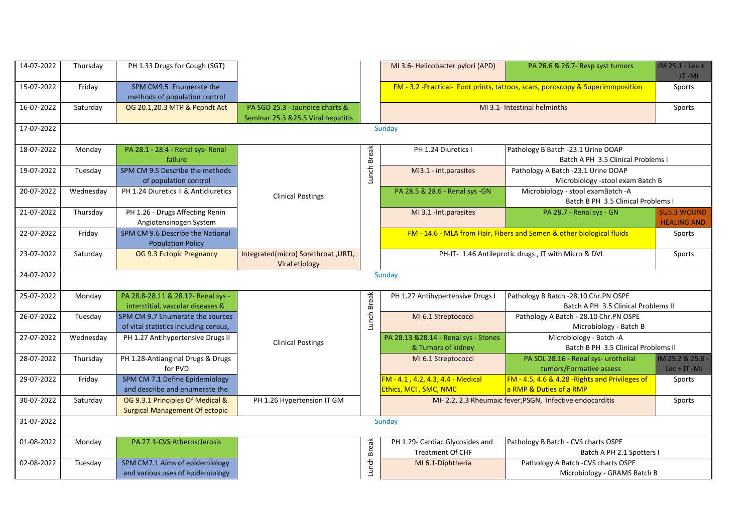| Date | Day | | | | | | |
|---|---|---|---|---|---|---|---|
| 14-07-2022 | Thursday | PH 1.33 Drugs for Cough (SGT) | | | MI 3.6- Helicobacter pylori (APD) | PA 26.6 & 26.7- Resp syst tumors | IM 25.1 - Lec + IT -MI |
| 15-07-2022 | Friday | SPM CM9.5 Enumerate the methods of population control | | | FM - 3.2 -Practical- Foot prints, tattoos, scars, poroscopy & Superimmposition | | Sports |
| 16-07-2022 | Saturday | OG 20.1,20.3 MTP & Pcpndt Act | PA SGD 25.3 - Jaundice charts & Seminar 25.3 &25.5 Viral hepatitis | | MI 3.1- Intestinal helminths | | Sports |
| 17-07-2022 | | | | Sunday | | | |
| 18-07-2022 | Monday | PA 28.1 - 28.4 - Renal sys- Renal failure | | Lunch Break | PH 1.24 Diuretics I | Pathology B Batch -23.1 Urine DOAP Batch A PH 3.5 Clinical Problems I | |
| 19-07-2022 | Tuesday | SPM CM 9.5 Describe the methods of population control | | | MI3.1 - int.parasites | Pathology A Batch -23.1 Urine DOAP Microbiology -stool exam Batch B | |
| 20-07-2022 | Wednesday | PH 1.24 Diuretics II & Antidiuretics | Clinical Postings | | PA 28.5 & 28.6 - Renal sys -GN | Microbiology - stool examBatch -A Batch B PH 3.5 Clinical Problems I | |
| 21-07-2022 | Thursday | PH 1.26 - Drugs Affecting Renin Angiotensinogen System | | | MI 3.1 -Int.parasites | PA 28.7 - Renal sys - GN | SU5.3 WOUND HEALING AND |
| 22-07-2022 | Friday | SPM CM 9.6 Describe the National Population Policy | | | FM - 14.6 - MLA from Hair, Fibers and Semen & other biological fluids | | Sports |
| 23-07-2022 | Saturday | OG 9.3 Ectopic Pregnancy | Integrated(micro) Sorethroat ,URTI, Viral etiology | | PH-IT- 1.46 Antileprotic drugs , IT with Micro & DVL | | Sports |
| 24-07-2022 | | | | Sunday | | | |
| 25-07-2022 | Monday | PA 28.8-28.11 & 28.12- Renal sys - interstitial, vascular diseases & | | Lunch Break | PH 1.27 Antihypertensive Drugs I | Pathology B Batch -28.10 Chr.PN OSPE Batch A PH 3.5 Clinical Problems II | |
| 26-07-2022 | Tuesday | SPM CM 9.7 Enumerate the sources of vital statistics including census, | | | MI 6.1 Streptococci | Pathology A Batch - 28.10 Chr.PN OSPE Microbiology - Batch B | |
| 27-07-2022 | Wednesday | PH 1.27 Antihypertensive Drugs II | Clinical Postings | | PA 28.13 &28.14 - Renal sys - Stones & Tumors of kidney | Microbiology - Batch -A Batch B PH 3.5 Clinical Problems II | |
| 28-07-2022 | Thursday | PH 1.28-Antianginal Drugs & Drugs for PVD | | | MI 6.1 Streptococci | PA SDL 28.16 - Renal sys- urothelial tumors/Formative assess | IM 25.2 & 25.8 - Lec + IT -MI |
| 29-07-2022 | Friday | SPM CM 7.1 Define Epidemiology and describe and enumerate the | | | FM - 4.1 , 4.2, 4.3, 4.4 - Medical Ethics, MCI , SMC, NMC | FM - 4.5, 4.6 & 4.28 -Rights and Privileges of a RMP & Duties of a RMP | Sports |
| 30-07-2022 | Saturday | OG 9.3.1 Principles Of Medical & Surgical Management Of ectopic | PH 1.26 Hypertension IT GM | | MI- 2.2, 2.3 Rheumaic fever,PSGN, Infective endocarditis | | Sports |
| 31-07-2022 | | | | Sunday | | | |
| 01-08-2022 | Monday | PA 27.1-CVS Atherosclerosis | | Lunch Break | PH 1.29- Cardiac Glycosides and Treatment Of CHF | Pathology B Batch - CVS charts OSPE Batch A PH 2.1 Spotters I | |
| 02-08-2022 | Tuesday | SPM CM7.1 Aims of epidemiology and various uses of epidemiology | | | MI 6.1-Diphtheria | Pathology A Batch -CVS charts OSPE Microbiology - GRAMS Batch B | |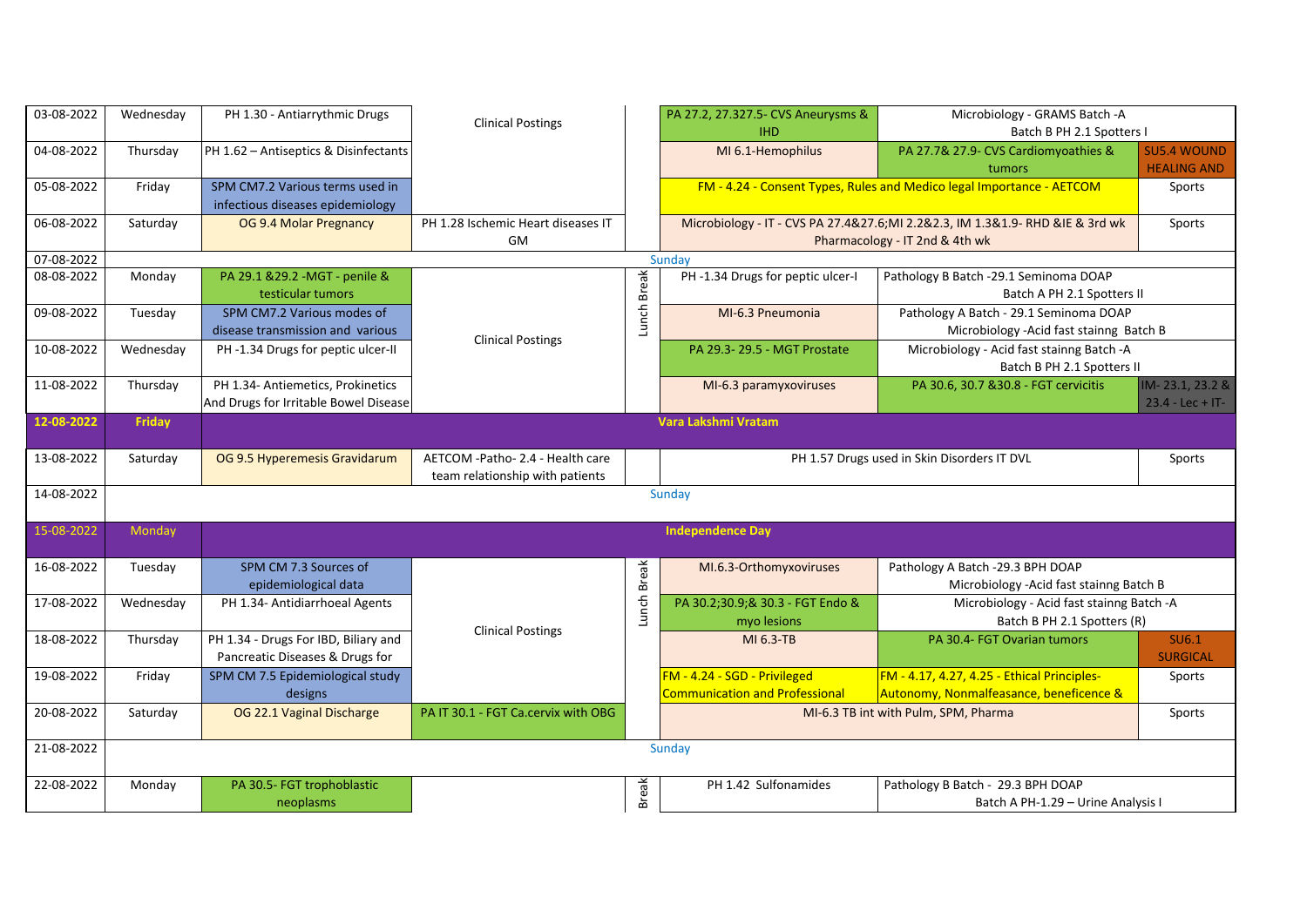| Date | Day | | | | | | |
|---|---|---|---|---|---|---|---|
| 03-08-2022 | Wednesday | PH 1.30 - Antiarrythmic Drugs | Clinical Postings | | PA 27.2, 27.327.5- CVS Aneurysms & IHD | Microbiology - GRAMS Batch -A Batch B PH 2.1 Spotters I | |
| 04-08-2022 | Thursday | PH 1.62 – Antiseptics & Disinfectants | | | MI 6.1-Hemophilus | PA 27.7& 27.9- CVS Cardiomyopathies & tumors | SU5.4 WOUND HEALING AND |
| 05-08-2022 | Friday | SPM CM7.2 Various terms used in infectious diseases epidemiology | | | FM - 4.24 - Consent Types, Rules and Medico legal Importance - AETCOM | | Sports |
| 06-08-2022 | Saturday | OG 9.4 Molar Pregnancy | PH 1.28 Ischemic Heart diseases IT GM | | Microbiology - IT - CVS PA 27.4&27.6;MI 2.2&2.3, IM 1.3&1.9- RHD &IE & 3rd wk Pharmacology - IT 2nd & 4th wk | | Sports |
| 07-08-2022 | Sunday | | | | | | |
| 08-08-2022 | Monday | PA 29.1 &29.2 -MGT - penile & testicular tumors | Clinical Postings | Lunch Break | PH -1.34 Drugs for peptic ulcer-I | Pathology B Batch -29.1 Seminoma DOAP Batch A PH 2.1 Spotters II | |
| 09-08-2022 | Tuesday | SPM CM7.2 Various modes of disease transmission and various | | | MI-6.3 Pneumonia | Pathology A Batch - 29.1 Seminoma DOAP Microbiology -Acid fast stainng Batch B | |
| 10-08-2022 | Wednesday | PH -1.34 Drugs for peptic ulcer-II | | | PA 29.3- 29.5 - MGT Prostate | Microbiology - Acid fast stainng Batch -A Batch B PH 2.1 Spotters II | |
| 11-08-2022 | Thursday | PH 1.34- Antiemetics, Prokinetics And Drugs for Irritable Bowel Disease | | | MI-6.3 paramyxoviruses | PA 30.6, 30.7 &30.8 - FGT cervicitis | IM- 23.1, 23.2 & 23.4 - Lec + IT- |
| **12-08-2022** | **Friday** | **Vara Lakshmi Vratam** | | | | | |
| 13-08-2022 | Saturday | OG 9.5 Hyperemesis Gravidarum | AETCOM -Patho- 2.4 - Health care team relationship with patients | | PH 1.57 Drugs used in Skin Disorders IT DVL | | Sports |
| 14-08-2022 | Sunday | | | | | | |
| 15-08-2022 | Monday | **Independence Day** | | | | | |
| 16-08-2022 | Tuesday | SPM CM 7.3 Sources of epidemiological data | Clinical Postings | Lunch Break | MI.6.3-Orthomyxoviruses | Pathology A Batch -29.3 BPH DOAP Microbiology -Acid fast stainng Batch B | |
| 17-08-2022 | Wednesday | PH 1.34- Antidiarrhoeal Agents | | | PA 30.2;30.9;& 30.3 - FGT Endo & myo lesions | Microbiology - Acid fast stainng Batch -A Batch B PH 2.1 Spotters (R) | |
| 18-08-2022 | Thursday | PH 1.34 - Drugs For IBD, Biliary and Pancreatic Diseases & Drugs for | | | MI 6.3-TB | PA 30.4- FGT Ovarian tumors | SU6.1 SURGICAL |
| 19-08-2022 | Friday | SPM CM 7.5 Epidemiological study designs | | | FM - 4.24 - SGD - Privileged Communication and Professional | FM - 4.17, 4.27, 4.25 - Ethical Principles- Autonomy, Nonmalfeasance, beneficence & | Sports |
| 20-08-2022 | Saturday | OG 22.1 Vaginal Discharge | PA IT 30.1 - FGT Ca.cervix with OBG | | MI-6.3 TB int with Pulm, SPM, Pharma | | Sports |
| 21-08-2022 | Sunday | | | | | | |
| 22-08-2022 | Monday | PA 30.5- FGT trophoblastic neoplasms | | Break | PH 1.42 Sulfonamides | Pathology B Batch - 29.3 BPH DOAP Batch A PH-1.29 – Urine Analysis I | |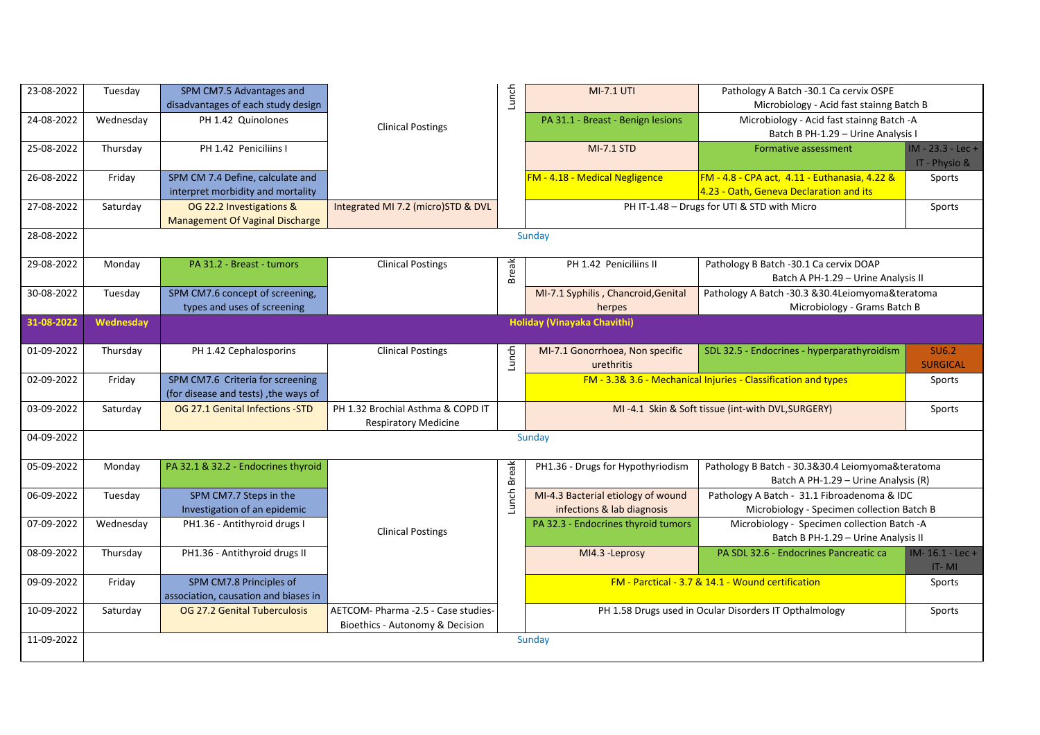| Date | Day | | | | | | |
|---|---|---|---|---|---|---|---|
| 23-08-2022 | Tuesday | SPM CM7.5 Advantages and disadvantages of each study design | Clinical Postings | Lunch | MI-7.1 UTI | Pathology A Batch -30.1 Ca cervix OSPE Microbiology - Acid fast stainng Batch B | |
| 24-08-2022 | Wednesday | PH 1.42 Quinolones | | | PA 31.1 - Breast - Benign lesions | Microbiology - Acid fast stainng Batch -A Batch B PH-1.29 – Urine Analysis I | |
| 25-08-2022 | Thursday | PH 1.42 Peniciliins I | | | MI-7.1 STD | Formative assessment | IM - 23.3 - Lec + IT - Physio & |
| 26-08-2022 | Friday | SPM CM 7.4 Define, calculate and interpret morbidity and mortality | | | FM - 4.18 - Medical Negligence | FM - 4.8 - CPA act, 4.11 - Euthanasia, 4.22 & 4.23 - Oath, Geneva Declaration and its | Sports |
| 27-08-2022 | Saturday | OG 22.2 Investigations & Management Of Vaginal Discharge | Integrated MI 7.2 (micro)STD & DVL | | PH IT-1.48 – Drugs for UTI & STD with Micro | | Sports |
| 28-08-2022 | Sunday | | | | | | |
| 29-08-2022 | Monday | PA 31.2 - Breast - tumors | Clinical Postings | Break | PH 1.42 Peniciliins II | Pathology B Batch -30.1 Ca cervix DOAP Batch A PH-1.29 – Urine Analysis II | |
| 30-08-2022 | Tuesday | SPM CM7.6 concept of screening, types and uses of screening | | | MI-7.1 Syphilis , Chancroid,Genital herpes | Pathology A Batch -30.3 &30.4Leiomyoma&teratoma Microbiology - Grams Batch B | |
| 31-08-2022 | Wednesday | Holiday (Vinayaka Chavithi) | | | | | |
| 01-09-2022 | Thursday | PH 1.42 Cephalosporins | Clinical Postings | Lunch | MI-7.1 Gonorrhoea, Non specific urethritis | SDL 32.5 - Endocrines - hyperparathyroidism | SU6.2 SURGICAL |
| 02-09-2022 | Friday | SPM CM7.6 Criteria for screening (for disease and tests) ,the ways of | | | FM - 3.3& 3.6 - Mechanical Injuries - Classification and types | | Sports |
| 03-09-2022 | Saturday | OG 27.1 Genital Infections -STD | PH 1.32 Brochial Asthma & COPD IT Respiratory Medicine | | MI -4.1 Skin & Soft tissue (int-with DVL,SURGERY) | | Sports |
| 04-09-2022 | Sunday | | | | | | |
| 05-09-2022 | Monday | PA 32.1 & 32.2 - Endocrines thyroid | Clinical Postings | Lunch Break | PH1.36 - Drugs for Hypothyriodism | Pathology B Batch - 30.3&30.4 Leiomyoma&teratoma Batch A PH-1.29 – Urine Analysis (R) | |
| 06-09-2022 | Tuesday | SPM CM7.7 Steps in the Investigation of an epidemic | | | MI-4.3 Bacterial etiology of wound infections & lab diagnosis | Pathology A Batch - 31.1 Fibroadenoma & IDC Microbiology - Specimen collection Batch B | |
| 07-09-2022 | Wednesday | PH1.36 - Antithyroid drugs I | | | PA 32.3 - Endocrines thyroid tumors | Microbiology - Specimen collection Batch -A Batch B PH-1.29 – Urine Analysis II | |
| 08-09-2022 | Thursday | PH1.36 - Antithyroid drugs II | | | MI4.3 -Leprosy | PA SDL 32.6 - Endocrines Pancreatic ca | IM- 16.1 - Lec + IT- MI |
| 09-09-2022 | Friday | SPM CM7.8 Principles of association, causation and biases in | | | FM - Parctical - 3.7 & 14.1 - Wound certification | | Sports |
| 10-09-2022 | Saturday | OG 27.2 Genital Tuberculosis | AETCOM- Pharma -2.5 - Case studies- Bioethics - Autonomy & Decision | | PH 1.58 Drugs used in Ocular Disorders IT Opthalmology | | Sports |
| 11-09-2022 | Sunday | | | | | | |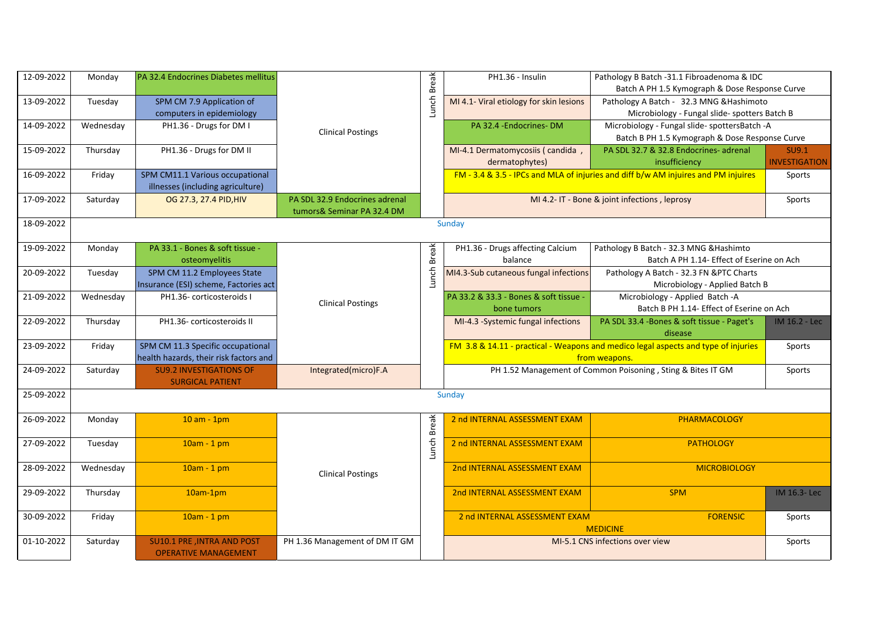| Date | Day | | | | | | |
|---|---|---|---|---|---|---|---|
| 12-09-2022 | Monday | PA 32.4 Endocrines Diabetes mellitus | Clinical Postings | Lunch Break | PH1.36 - Insulin | Pathology B Batch -31.1 Fibroadenoma & IDC Batch A PH 1.5 Kymograph & Dose Response Curve | |
| 13-09-2022 | Tuesday | SPM CM 7.9 Application of computers in epidemiology | | | MI 4.1- Viral etiology for skin lesions | Pathology A Batch - 32.3 MNG &Hashimoto Microbiology - Fungal slide- spotters Batch B | |
| 14-09-2022 | Wednesday | PH1.36 - Drugs for DM I | | | PA 32.4 -Endocrines- DM | Microbiology - Fungal slide- spottersBatch -A Batch B PH 1.5 Kymograph & Dose Response Curve | |
| 15-09-2022 | Thursday | PH1.36 - Drugs for DM II | | | MI-4.1 Dermatomycosiis ( candida , dermatophytes) | PA SDL 32.7 & 32.8 Endocrines- adrenal insufficiency | SU9.1 INVESTIGATION |
| 16-09-2022 | Friday | SPM CM11.1 Various occupational illnesses (including agriculture) | | | FM - 3.4 & 3.5 - IPCs and MLA of injuries and diff b/w AM injuires and PM injuires | | Sports |
| 17-09-2022 | Saturday | OG 27.3, 27.4 PID,HIV | PA SDL 32.9 Endocrines adrenal tumors& Seminar PA 32.4 DM | | MI 4.2- IT - Bone & joint infections , leprosy | | Sports |
| 18-09-2022 | Sunday | | | | | | |
| 19-09-2022 | Monday | PA 33.1 - Bones & soft tissue - osteomyelitis | Clinical Postings | Lunch Break | PH1.36 - Drugs affecting Calcium balance | Pathology B Batch - 32.3 MNG &Hashimto Batch A PH 1.14- Effect of Eserine on Ach | |
| 20-09-2022 | Tuesday | SPM CM 11.2 Employees State Insurance (ESI) scheme, Factories act | | | MI4.3-Sub cutaneous fungal infections | Pathology A Batch - 32.3 FN &PTC Charts Microbiology - Applied Batch B | |
| 21-09-2022 | Wednesday | PH1.36- corticosteroids I | | | PA 33.2 & 33.3 - Bones & soft tissue - bone tumors | Microbiology - Applied Batch -A Batch B PH 1.14- Effect of Eserine on Ach | |
| 22-09-2022 | Thursday | PH1.36- corticosteroids II | | | MI-4.3 -Systemic fungal infections | PA SDL 33.4 -Bones & soft tissue - Paget's disease | IM 16.2 - Lec |
| 23-09-2022 | Friday | SPM CM 11.3 Specific occupational health hazards, their risk factors and | | | FM 3.8 & 14.11 - practical - Weapons and medico legal aspects and type of injuries from weapons. | | Sports |
| 24-09-2022 | Saturday | SU9.2 INVESTIGATIONS OF SURGICAL PATIENT | Integrated(micro)F.A | | PH 1.52 Management of Common Poisoning , Sting & Bites IT GM | | Sports |
| 25-09-2022 | Sunday | | | | | | |
| 26-09-2022 | Monday | 10 am - 1pm | Clinical Postings | Lunch Break | 2 nd INTERNAL ASSESSMENT EXAM | PHARMACOLOGY | |
| 27-09-2022 | Tuesday | 10am - 1 pm | | | 2 nd INTERNAL ASSESSMENT EXAM | PATHOLOGY | |
| 28-09-2022 | Wednesday | 10am - 1 pm | | | 2nd INTERNAL ASSESSMENT EXAM | MICROBIOLOGY | |
| 29-09-2022 | Thursday | 10am-1pm | | | 2nd INTERNAL ASSESSMENT EXAM | SPM | IM 16.3- Lec |
| 30-09-2022 | Friday | 10am - 1 pm | | | 2 nd INTERNAL ASSESSMENT EXAM | FORENSIC MEDICINE | Sports |
| 01-10-2022 | Saturday | SU10.1 PRE ,INTRA AND POST OPERATIVE MANAGEMENT | PH 1.36 Management of DM IT GM | | MI-5.1 CNS infections over view | | Sports |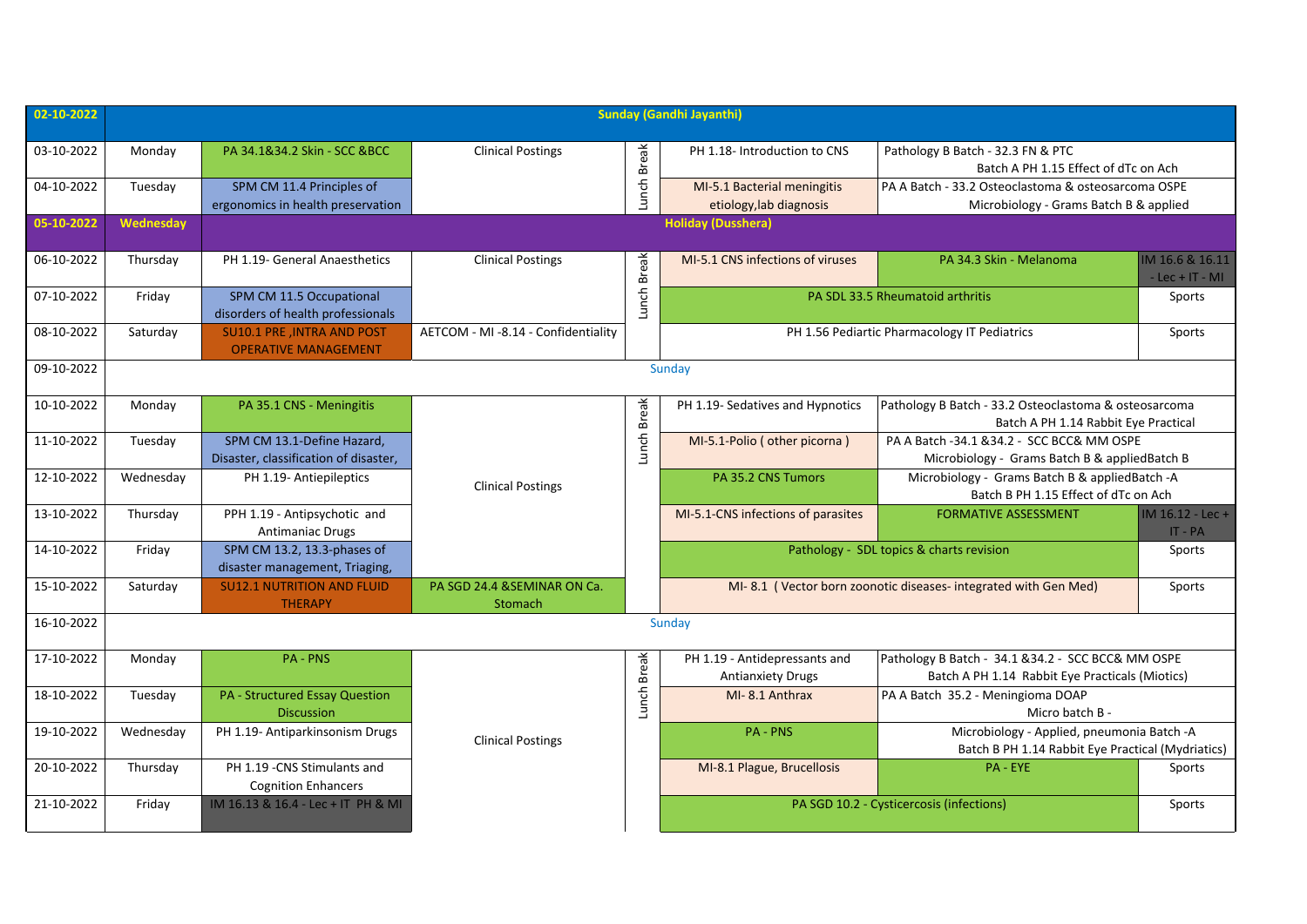| Date | Day | | | | | | |
|---|---|---|---|---|---|---|---|
| 02-10-2022 | Sunday (Gandhi Jayanthi) | | | | | | |
| 03-10-2022 | Monday | PA 34.1&34.2 Skin - SCC &BCC | Clinical Postings | Lunch Break | PH 1.18- Introduction to CNS | Pathology B Batch - 32.3 FN & PTC Batch A PH 1.15 Effect of dTc on Ach | |
| 04-10-2022 | Tuesday | SPM CM 11.4 Principles of ergonomics in health preservation | | | MI-5.1 Bacterial meningitis etiology,lab diagnosis | PA A Batch - 33.2 Osteoclastoma & osteosarcoma OSPE Microbiology - Grams Batch B & applied | |
| 05-10-2022 | Wednesday | Holiday (Dusshera) | | | | | |
| 06-10-2022 | Thursday | PH 1.19- General Anaesthetics | Clinical Postings | Lunch Break | MI-5.1 CNS infections of viruses | PA 34.3 Skin - Melanoma | IM 16.6 & 16.11 - Lec + IT - MI |
| 07-10-2022 | Friday | SPM CM 11.5 Occupational disorders of health professionals | | | PA SDL 33.5 Rheumatoid arthritis | | Sports |
| 08-10-2022 | Saturday | SU10.1 PRE ,INTRA AND POST OPERATIVE MANAGEMENT | AETCOM - MI -8.14 - Confidentiality | | PH 1.56 Pediartic Pharmacology IT Pediatrics | | Sports |
| 09-10-2022 | Sunday | | | | | | |
| 10-10-2022 | Monday | PA 35.1 CNS - Meningitis | Clinical Postings | Lunch Break | PH 1.19- Sedatives and Hypnotics | Pathology B Batch - 33.2 Osteoclastoma & osteosarcoma Batch A PH 1.14 Rabbit Eye Practical | |
| 11-10-2022 | Tuesday | SPM CM 13.1-Define Hazard, Disaster, classification of disaster, | | | MI-5.1-Polio ( other picorna ) | PA A Batch -34.1 &34.2 - SCC BCC& MM OSPE Microbiology - Grams Batch B & appliedBatch B | |
| 12-10-2022 | Wednesday | PH 1.19- Antiepileptics | | | PA 35.2 CNS Tumors | Microbiology - Grams Batch B & appliedBatch -A Batch B PH 1.15 Effect of dTc on Ach | |
| 13-10-2022 | Thursday | PPH 1.19 - Antipsychotic and Antimaniac Drugs | | | MI-5.1-CNS infections of parasites | FORMATIVE ASSESSMENT | IM 16.12 - Lec + IT - PA |
| 14-10-2022 | Friday | SPM CM 13.2, 13.3-phases of disaster management, Triaging, | | | Pathology - SDL topics & charts revision | | Sports |
| 15-10-2022 | Saturday | SU12.1 NUTRITION AND FLUID THERAPY | PA SGD 24.4 &SEMINAR ON Ca. Stomach | | MI- 8.1 ( Vector born zoonotic diseases- integrated with Gen Med) | | Sports |
| 16-10-2022 | Sunday | | | | | | |
| 17-10-2022 | Monday | PA - PNS | Clinical Postings | Lunch Break | PH 1.19 - Antidepressants and Antianxiety Drugs | Pathology B Batch - 34.1 &34.2 - SCC BCC& MM OSPE Batch A PH 1.14 Rabbit Eye Practicals (Miotics) | |
| 18-10-2022 | Tuesday | PA - Structured Essay Question Discussion | | | MI- 8.1 Anthrax | PA A Batch 35.2 - Meningioma DOAP Micro batch B - | |
| 19-10-2022 | Wednesday | PH 1.19- Antiparkinsonism Drugs | | | PA - PNS | Microbiology - Applied, pneumonia Batch -A Batch B PH 1.14 Rabbit Eye Practical (Mydriatics) | |
| 20-10-2022 | Thursday | PH 1.19 -CNS Stimulants and Cognition Enhancers | | | MI-8.1 Plague, Brucellosis | PA - EYE | Sports |
| 21-10-2022 | Friday | IM 16.13 & 16.4 - Lec + IT PH & MI | | | PA SGD 10.2 - Cysticercosis (infections) | | Sports |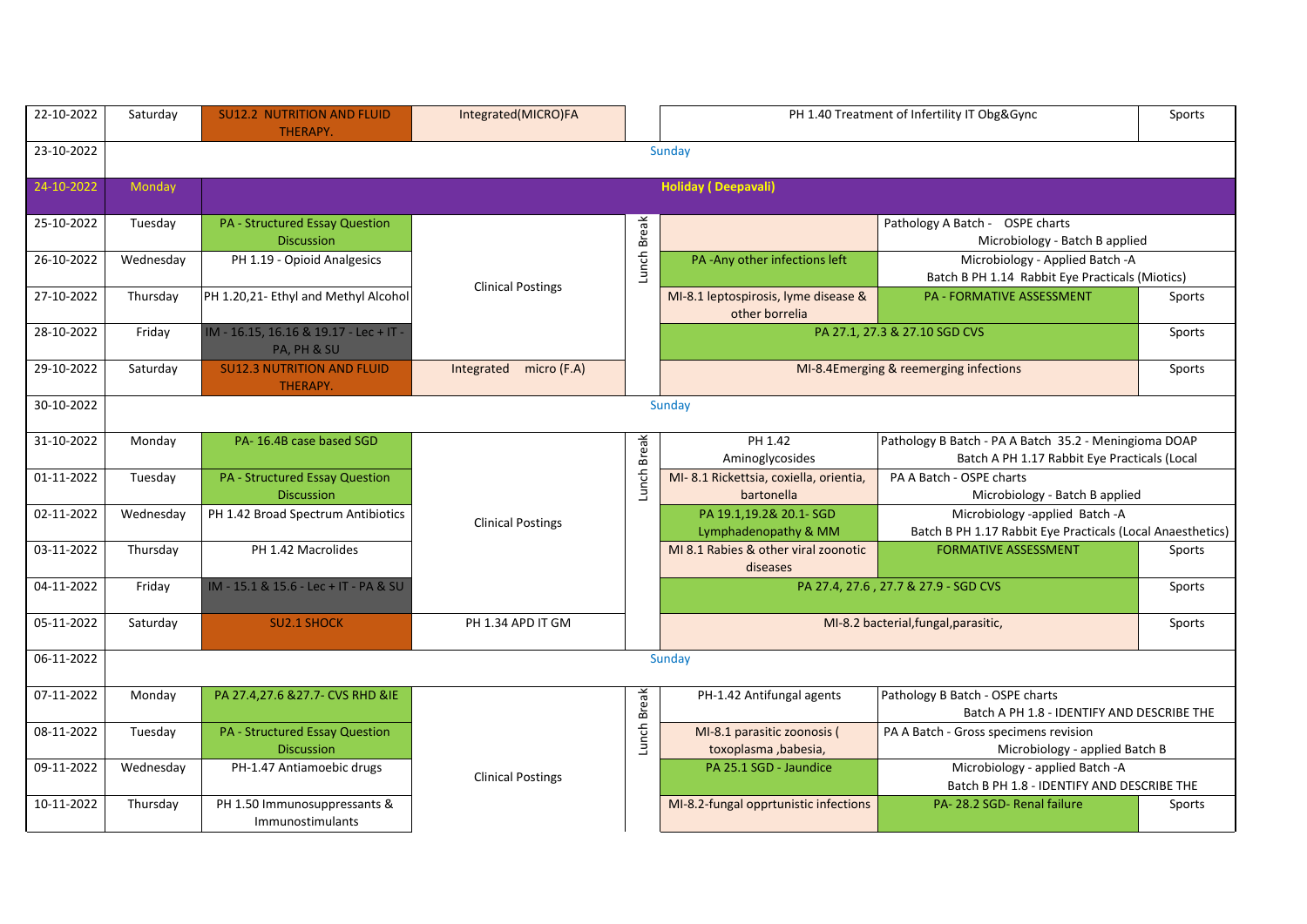| Date | Day | | | | | | |
|---|---|---|---|---|---|---|---|
| 22-10-2022 | Saturday | SU12.2 NUTRITION AND FLUID THERAPY. | Integrated(MICRO)FA | | PH 1.40 Treatment of Infertility IT Obg&Gync | | Sports |
| 23-10-2022 | Sunday | | | | | | |
| 24-10-2022 | Monday | Holiday ( Deepavali) | | | | | |
| 25-10-2022 | Tuesday | PA - Structured Essay Question Discussion | Clinical Postings | Lunch Break | | Pathology A Batch - OSPE charts Microbiology - Batch B applied | |
| 26-10-2022 | Wednesday | PH 1.19 - Opioid Analgesics | | | PA -Any other infections left | Microbiology - Applied Batch -A Batch B PH 1.14 Rabbit Eye Practicals (Miotics) | |
| 27-10-2022 | Thursday | PH 1.20,21- Ethyl and Methyl Alcohol | | | MI-8.1 leptospirosis, lyme disease & other borrelia | PA - FORMATIVE ASSESSMENT | Sports |
| 28-10-2022 | Friday | IM - 16.15, 16.16 & 19.17 - Lec + IT - PA, PH & SU | | | PA 27.1, 27.3 & 27.10 SGD CVS | | Sports |
| 29-10-2022 | Saturday | SU12.3 NUTRITION AND FLUID THERAPY. | Integrated micro (F.A) | | MI-8.4Emerging & reemerging infections | | Sports |
| 30-10-2022 | Sunday | | | | | | |
| 31-10-2022 | Monday | PA- 16.4B case based SGD | Clinical Postings | Lunch Break | PH 1.42 Aminoglycosides | Pathology B Batch - PA A Batch 35.2 - Meningioma DOAP Batch A PH 1.17 Rabbit Eye Practicals (Local | |
| 01-11-2022 | Tuesday | PA - Structured Essay Question Discussion | | | MI- 8.1 Rickettsia, coxiella, orientia, bartonella | PA A Batch - OSPE charts Microbiology - Batch B applied | |
| 02-11-2022 | Wednesday | PH 1.42 Broad Spectrum Antibiotics | | | PA 19.1,19.2& 20.1- SGD Lymphadenopathy & MM | Microbiology -applied Batch -A Batch B PH 1.17 Rabbit Eye Practicals (Local Anaesthetics) | |
| 03-11-2022 | Thursday | PH 1.42 Macrolides | | | MI 8.1 Rabies & other viral zoonotic diseases | FORMATIVE ASSESSMENT | Sports |
| 04-11-2022 | Friday | IM - 15.1 & 15.6 - Lec + IT - PA & SU | | | PA 27.4, 27.6 , 27.7 & 27.9 - SGD CVS | | Sports |
| 05-11-2022 | Saturday | SU2.1 SHOCK | PH 1.34 APD IT GM | | MI-8.2 bacterial,fungal,parasitic, | | Sports |
| 06-11-2022 | Sunday | | | | | | |
| 07-11-2022 | Monday | PA 27.4,27.6 &27.7- CVS RHD &IE | Clinical Postings | Lunch Break | PH-1.42 Antifungal agents | Pathology B Batch - OSPE charts Batch A PH 1.8 - IDENTIFY AND DESCRIBE THE | |
| 08-11-2022 | Tuesday | PA - Structured Essay Question Discussion | | | MI-8.1 parasitic zoonosis ( toxoplasma ,babesia, | PA A Batch - Gross specimens revision Microbiology - applied Batch B | |
| 09-11-2022 | Wednesday | PH-1.47 Antiamoebic drugs | | | PA 25.1 SGD - Jaundice | Microbiology - applied Batch -A Batch B PH 1.8 - IDENTIFY AND DESCRIBE THE | |
| 10-11-2022 | Thursday | PH 1.50 Immunosuppressants & Immunostimulants | | | MI-8.2-fungal opprtunistic infections | PA- 28.2 SGD- Renal failure | Sports |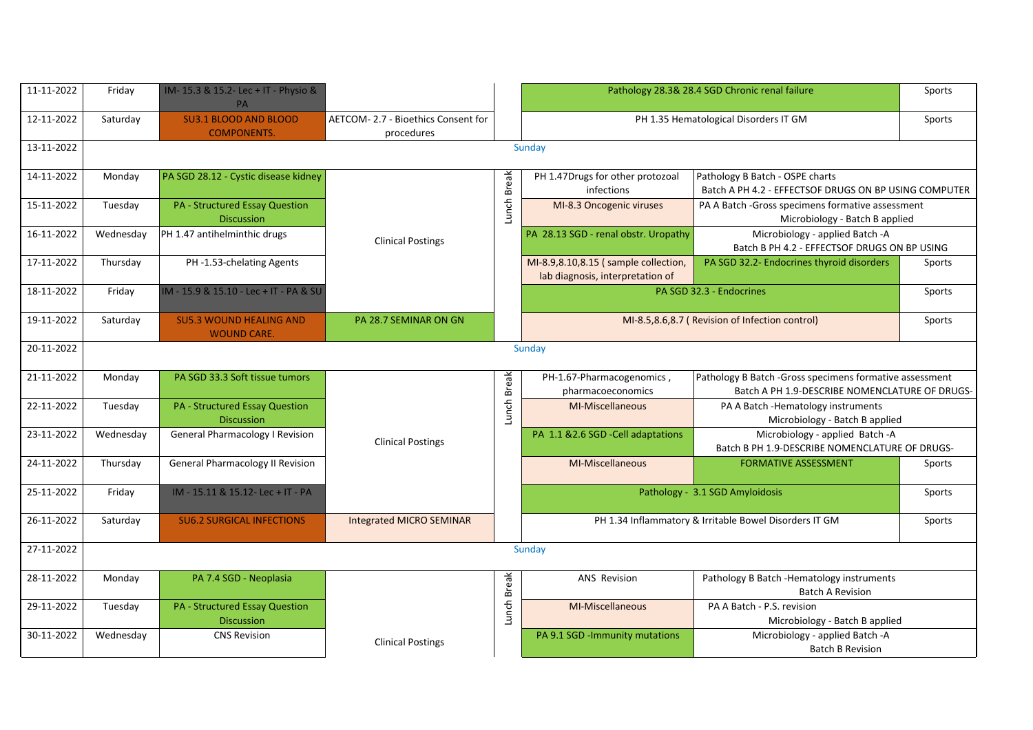| Date | Day | | | | | | |
|---|---|---|---|---|---|---|---|
| 11-11-2022 | Friday | IM- 15.3 & 15.2- Lec + IT - Physio & PA | | | Pathology 28.3& 28.4 SGD Chronic renal failure | | Sports |
| 12-11-2022 | Saturday | SU3.1 BLOOD AND BLOOD COMPONENTS. | AETCOM- 2.7 - Bioethics Consent for procedures | | PH 1.35 Hematological Disorders IT GM | | Sports |
| 13-11-2022 | Sunday | | | | | | |
| 14-11-2022 | Monday | PA SGD 28.12 - Cystic disease kidney | Clinical Postings | Lunch Break | PH 1.47Drugs for other protozoal infections | Pathology B Batch - OSPE charts Batch A PH 4.2 - EFFECTSOF DRUGS ON BP USING COMPUTER | |
| 15-11-2022 | Tuesday | PA - Structured Essay Question Discussion | | | MI-8.3 Oncogenic viruses | PA A Batch -Gross specimens formative assessment Microbiology - Batch B applied | |
| 16-11-2022 | Wednesday | PH 1.47 antihelminthic drugs | | | PA 28.13 SGD - renal obstr. Uropathy | Microbiology - applied Batch -A Batch B PH 4.2 - EFFECTSOF DRUGS ON BP USING | |
| 17-11-2022 | Thursday | PH -1.53-chelating Agents | | | MI-8.9,8.10,8.15 ( sample collection, lab diagnosis, interpretation of | PA SGD 32.2- Endocrines thyroid disorders | Sports |
| 18-11-2022 | Friday | IM - 15.9 & 15.10 - Lec + IT - PA & SU | | | PA SGD 32.3 - Endocrines | | Sports |
| 19-11-2022 | Saturday | SU5.3 WOUND HEALING AND WOUND CARE. | PA 28.7 SEMINAR ON GN | | MI-8.5,8.6,8.7 ( Revision of Infection control) | | Sports |
| 20-11-2022 | Sunday | | | | | | |
| 21-11-2022 | Monday | PA SGD 33.3 Soft tissue tumors | Clinical Postings | Lunch Break | PH-1.67-Pharmacogenomics , pharmacoeconomics | Pathology B Batch -Gross specimens formative assessment Batch A PH 1.9-DESCRIBE NOMENCLATURE OF DRUGS- | |
| 22-11-2022 | Tuesday | PA - Structured Essay Question Discussion | | | MI-Miscellaneous | PA A Batch -Hematology instruments Microbiology - Batch B applied | |
| 23-11-2022 | Wednesday | General Pharmacology I Revision | | | PA 1.1 &2.6 SGD -Cell adaptations | Microbiology - applied Batch -A Batch B PH 1.9-DESCRIBE NOMENCLATURE OF DRUGS- | |
| 24-11-2022 | Thursday | General Pharmacology II Revision | | | MI-Miscellaneous | FORMATIVE ASSESSMENT | Sports |
| 25-11-2022 | Friday | IM - 15.11 & 15.12- Lec + IT - PA | | | Pathology - 3.1 SGD Amyloidosis | | Sports |
| 26-11-2022 | Saturday | SU6.2 SURGICAL INFECTIONS | Integrated MICRO SEMINAR | | PH 1.34 Inflammatory & Irritable Bowel Disorders IT GM | | Sports |
| 27-11-2022 | Sunday | | | | | | |
| 28-11-2022 | Monday | PA 7.4 SGD - Neoplasia | Clinical Postings | Lunch Break | ANS Revision | Pathology B Batch -Hematology instruments Batch A Revision | |
| 29-11-2022 | Tuesday | PA - Structured Essay Question Discussion | | | MI-Miscellaneous | PA A Batch - P.S. revision Microbiology - Batch B applied | |
| 30-11-2022 | Wednesday | CNS Revision | | | PA 9.1 SGD -Immunity mutations | Microbiology - applied Batch -A Batch B Revision | |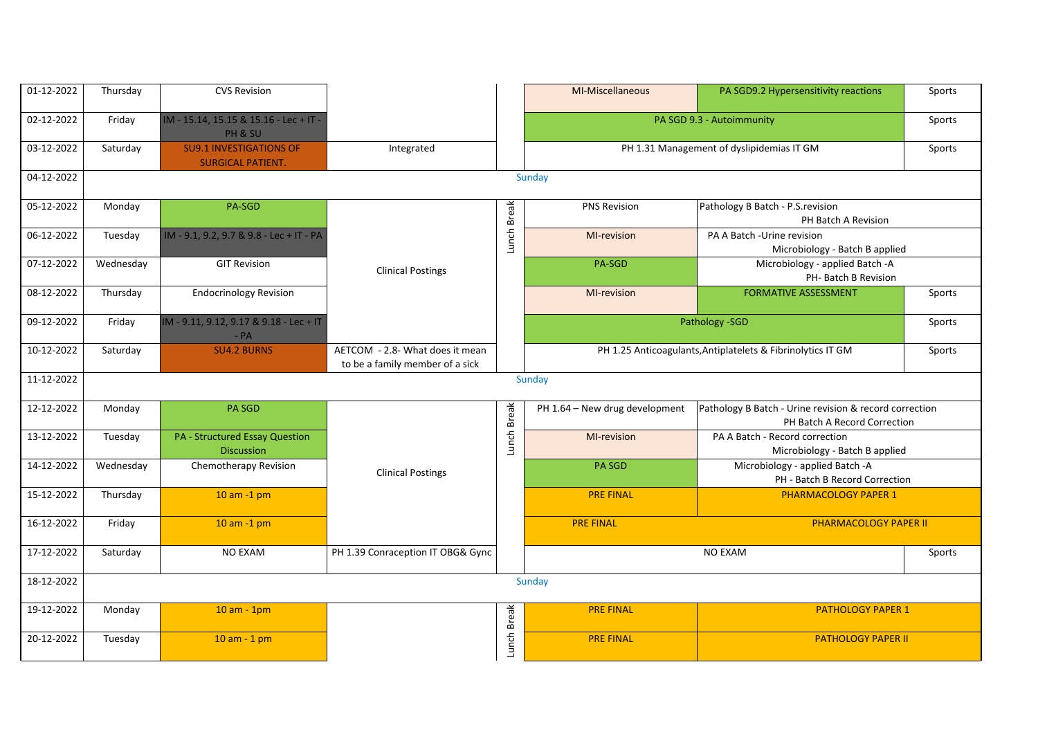| Date | Day | | | | | | |
|---|---|---|---|---|---|---|---|
| 01-12-2022 | Thursday | CVS Revision | | | MI-Miscellaneous | PA SGD9.2 Hypersensitivity reactions | Sports |
| 02-12-2022 | Friday | IM - 15.14, 15.15 & 15.16 - Lec + IT - PH & SU | | | PA SGD 9.3 - Autoimmunity | | Sports |
| 03-12-2022 | Saturday | SU9.1 INVESTIGATIONS OF SURGICAL PATIENT. | Integrated | | PH 1.31 Management of dyslipidemias IT GM | | Sports |
| 04-12-2022 | Sunday | | | | | | |
| 05-12-2022 | Monday | PA-SGD | Clinical Postings | Lunch Break | PNS Revision | Pathology B Batch - P.S.revision PH Batch A Revision | |
| 06-12-2022 | Tuesday | IM - 9.1, 9.2, 9.7 & 9.8 - Lec + IT - PA | Clinical Postings | Lunch Break | MI-revision | PA A Batch -Urine revision Microbiology - Batch B applied | |
| 07-12-2022 | Wednesday | GIT Revision | Clinical Postings | Lunch Break | PA-SGD | Microbiology - applied Batch -A PH- Batch B Revision | |
| 08-12-2022 | Thursday | Endocrinology Revision | Clinical Postings | Lunch Break | MI-revision | FORMATIVE ASSESSMENT | Sports |
| 09-12-2022 | Friday | IM - 9.11, 9.12, 9.17 & 9.18 - Lec + IT - PA | Clinical Postings | Lunch Break | Pathology -SGD | | Sports |
| 10-12-2022 | Saturday | SU4.2 BURNS | AETCOM - 2.8- What does it mean to be a family member of a sick | | PH 1.25 Anticoagulants,Antiplatelets & Fibrinolytics IT GM | | Sports |
| 11-12-2022 | Sunday | | | | | | |
| 12-12-2022 | Monday | PA SGD | Clinical Postings | Lunch Break | PH 1.64 – New drug development | Pathology B Batch - Urine revision & record correction PH Batch A Record Correction | |
| 13-12-2022 | Tuesday | PA - Structured Essay Question Discussion | Clinical Postings | Lunch Break | MI-revision | PA A Batch - Record correction Microbiology - Batch B applied | |
| 14-12-2022 | Wednesday | Chemotherapy Revision | Clinical Postings | Lunch Break | PA SGD | Microbiology - applied Batch -A PH - Batch B Record Correction | |
| 15-12-2022 | Thursday | 10 am -1 pm | Clinical Postings | Lunch Break | PRE FINAL | PHARMACOLOGY PAPER 1 | |
| 16-12-2022 | Friday | 10 am -1 pm | Clinical Postings | Lunch Break | PRE FINAL | PHARMACOLOGY PAPER II | |
| 17-12-2022 | Saturday | NO EXAM | PH 1.39 Conraception IT OBG& Gync | | NO EXAM | | Sports |
| 18-12-2022 | Sunday | | | | | | |
| 19-12-2022 | Monday | 10 am - 1pm | | Lunch Break | PRE FINAL | PATHOLOGY PAPER 1 | |
| 20-12-2022 | Tuesday | 10 am - 1 pm | | Lunch Break | PRE FINAL | PATHOLOGY PAPER II | |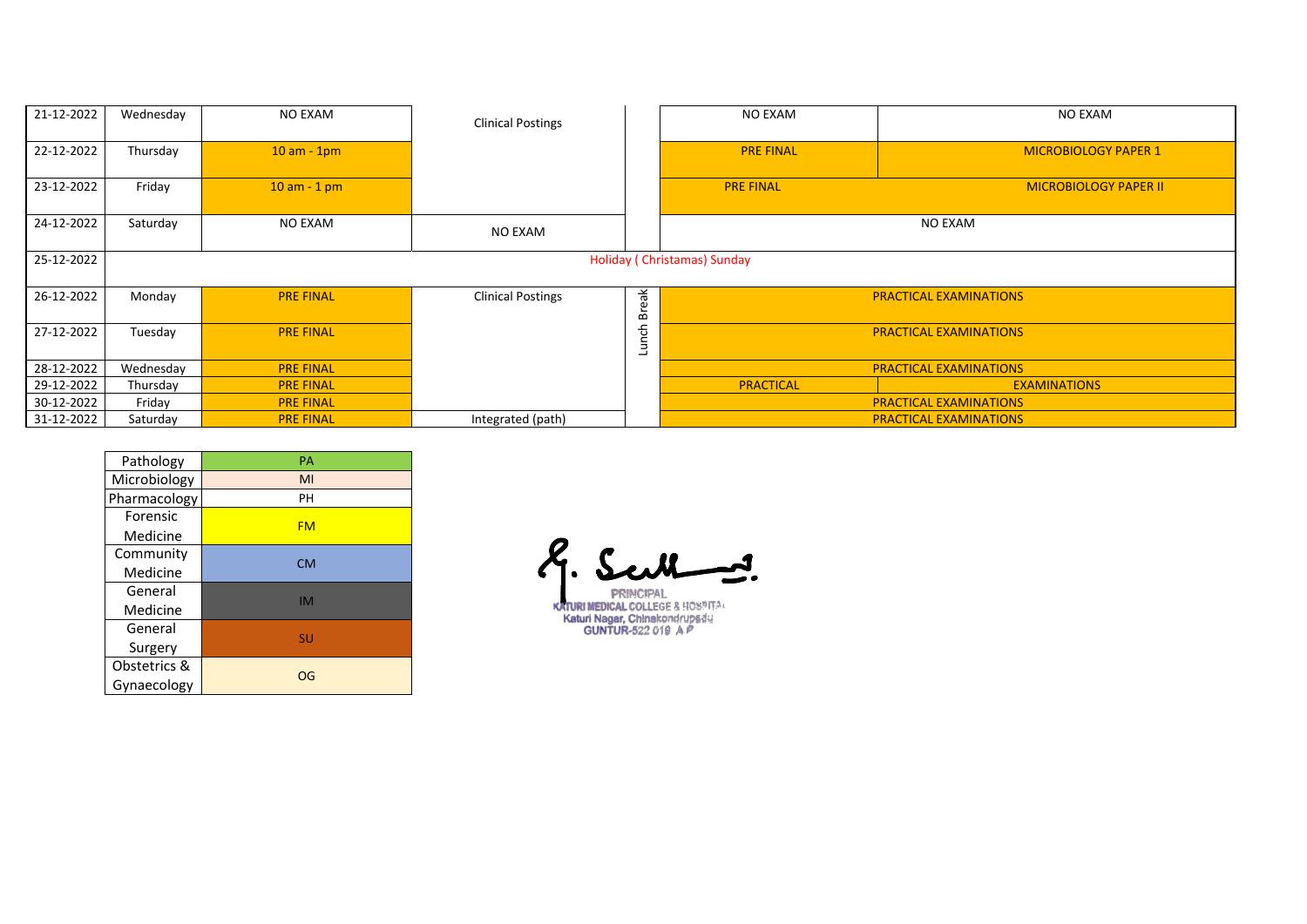| | | | | | | |
|---|---|---|---|---|---|---|
| 21-12-2022 | Wednesday | NO EXAM | Clinical Postings | | NO EXAM | NO EXAM |
| 22-12-2022 | Thursday | 10 am - 1pm | | | PRE FINAL | MICROBIOLOGY PAPER 1 |
| 23-12-2022 | Friday | 10 am - 1 pm | | | PRE FINAL | MICROBIOLOGY PAPER II |
| 24-12-2022 | Saturday | NO EXAM | NO EXAM | | NO EXAM | |
| 25-12-2022 | Holiday ( Christamas) Sunday | | | | | |
| 26-12-2022 | Monday | PRE FINAL | Clinical Postings | Lunch Break | PRACTICAL EXAMINATIONS | |
| 27-12-2022 | Tuesday | PRE FINAL | | | PRACTICAL EXAMINATIONS | |
| 28-12-2022 | Wednesday | PRE FINAL | | | PRACTICAL EXAMINATIONS | |
| 29-12-2022 | Thursday | PRE FINAL | | | PRACTICAL | EXAMINATIONS |
| 30-12-2022 | Friday | PRE FINAL | | | PRACTICAL EXAMINATIONS | |
| 31-12-2022 | Saturday | PRE FINAL | Integrated (path) | | PRACTICAL EXAMINATIONS | |

| | |
|---|---|
| Pathology | PA |
| Microbiology | MI |
| Pharmacology | PH |
| Forensic Medicine | FM |
| Community Medicine | CM |
| General Medicine | IM |
| General Surgery | SU |
| Obstetrics & Gynaecology | OG |

PRINCIPAL
KATURI MEDICAL COLLEGE & HOSPITAL
Katuri Nagar, Chinakondrupadu
GUNTUR-522 019 A.P